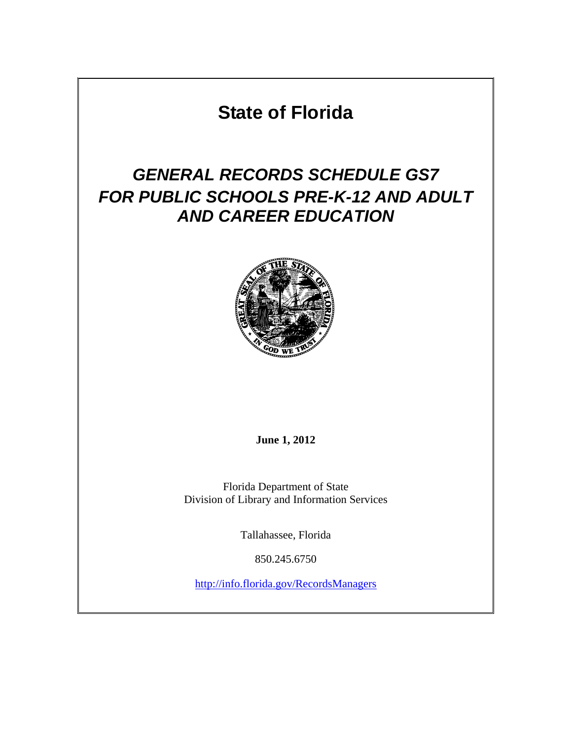# State of Florida

## *GENERAL RECORDS SCHEDULE GS7 FOR PUBLIC SCHOOLS PRE-K-12 AND ADULT AND CAREER EDUCATION*

**June 1, 2012**

Florida Department of State
Division of Library and Information Services

Tallahassee, Florida

850.245.6750

http://info.florida.gov/RecordsManagers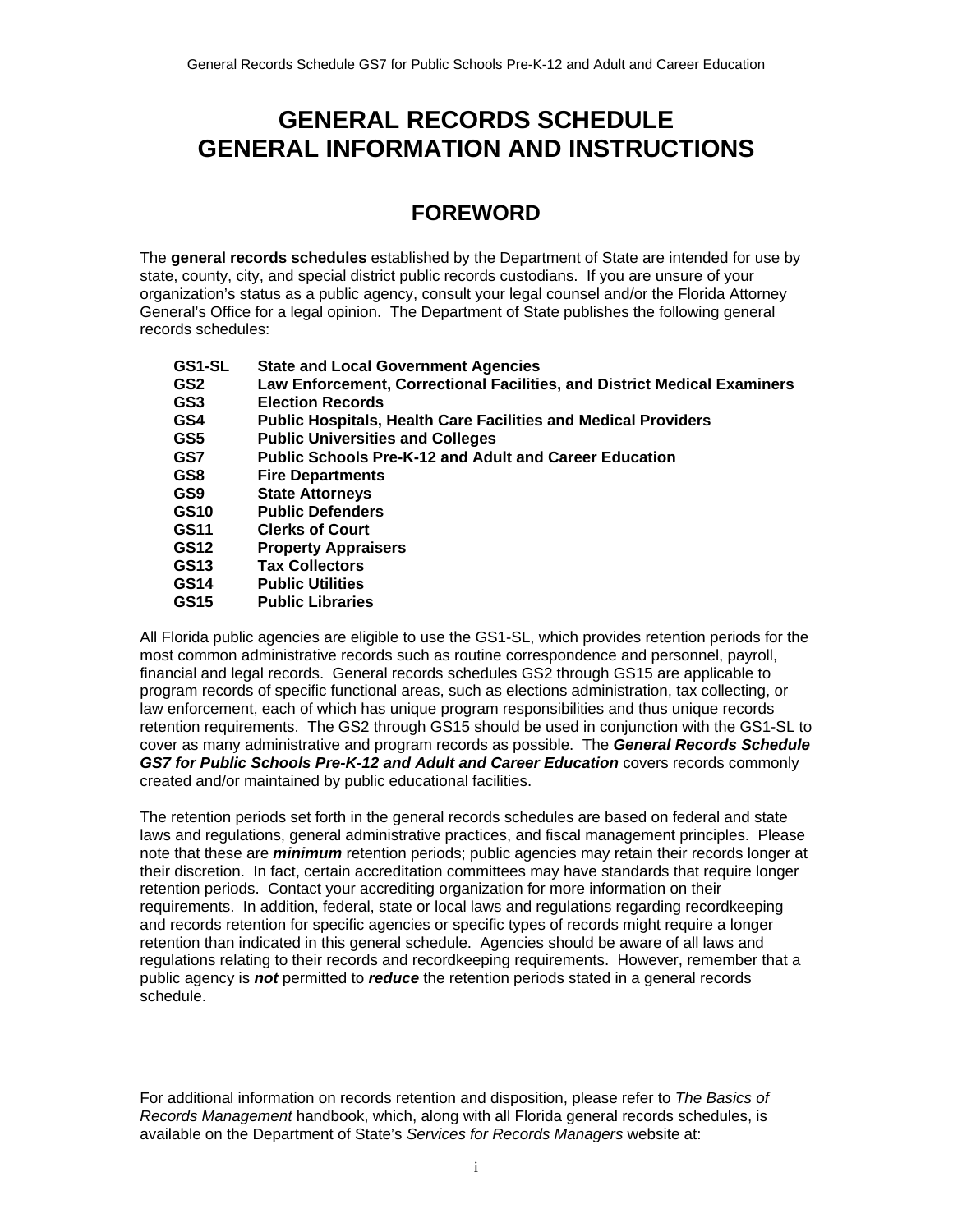# GENERAL RECORDS SCHEDULE
# GENERAL INFORMATION AND INSTRUCTIONS

## FOREWORD

The **general records schedules** established by the Department of State are intended for use by state, county, city, and special district public records custodians. If you are unsure of your organization's status as a public agency, consult your legal counsel and/or the Florida Attorney General's Office for a legal opinion. The Department of State publishes the following general records schedules:

| | |
|---|---|
| **GS1-SL** | **State and Local Government Agencies** |
| **GS2** | **Law Enforcement, Correctional Facilities, and District Medical Examiners** |
| **GS3** | **Election Records** |
| **GS4** | **Public Hospitals, Health Care Facilities and Medical Providers** |
| **GS5** | **Public Universities and Colleges** |
| **GS7** | **Public Schools Pre-K-12 and Adult and Career Education** |
| **GS8** | **Fire Departments** |
| **GS9** | **State Attorneys** |
| **GS10** | **Public Defenders** |
| **GS11** | **Clerks of Court** |
| **GS12** | **Property Appraisers** |
| **GS13** | **Tax Collectors** |
| **GS14** | **Public Utilities** |
| **GS15** | **Public Libraries** |

All Florida public agencies are eligible to use the GS1-SL, which provides retention periods for the most common administrative records such as routine correspondence and personnel, payroll, financial and legal records. General records schedules GS2 through GS15 are applicable to program records of specific functional areas, such as elections administration, tax collecting, or law enforcement, each of which has unique program responsibilities and thus unique records retention requirements. The GS2 through GS15 should be used in conjunction with the GS1-SL to cover as many administrative and program records as possible. The ***General Records Schedule GS7 for Public Schools Pre-K-12 and Adult and Career Education*** covers records commonly created and/or maintained by public educational facilities.

The retention periods set forth in the general records schedules are based on federal and state laws and regulations, general administrative practices, and fiscal management principles. Please note that these are ***minimum*** retention periods; public agencies may retain their records longer at their discretion. In fact, certain accreditation committees may have standards that require longer retention periods. Contact your accrediting organization for more information on their requirements. In addition, federal, state or local laws and regulations regarding recordkeeping and records retention for specific agencies or specific types of records might require a longer retention than indicated in this general schedule. Agencies should be aware of all laws and regulations relating to their records and recordkeeping requirements. However, remember that a public agency is ***not*** permitted to ***reduce*** the retention periods stated in a general records schedule.

For additional information on records retention and disposition, please refer to *The Basics of Records Management* handbook, which, along with all Florida general records schedules, is available on the Department of State's *Services for Records Managers* website at: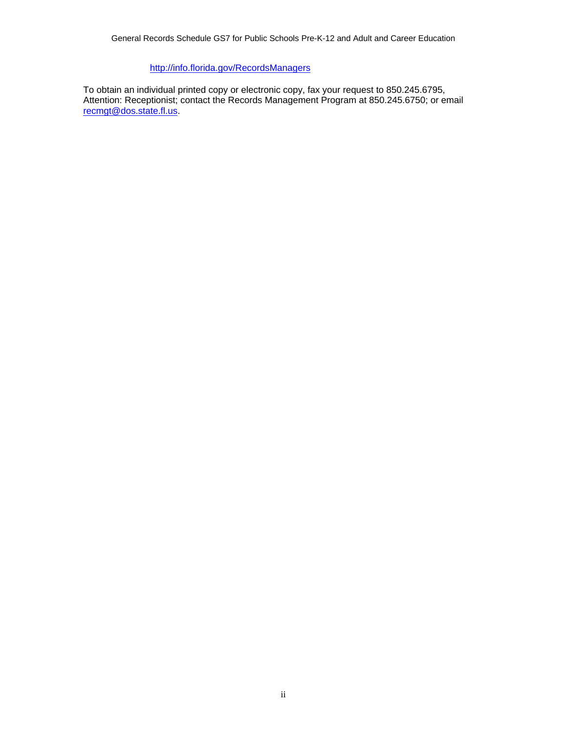http://info.florida.gov/RecordsManagers

To obtain an individual printed copy or electronic copy, fax your request to 850.245.6795, Attention: Receptionist; contact the Records Management Program at 850.245.6750; or email recmgt@dos.state.fl.us.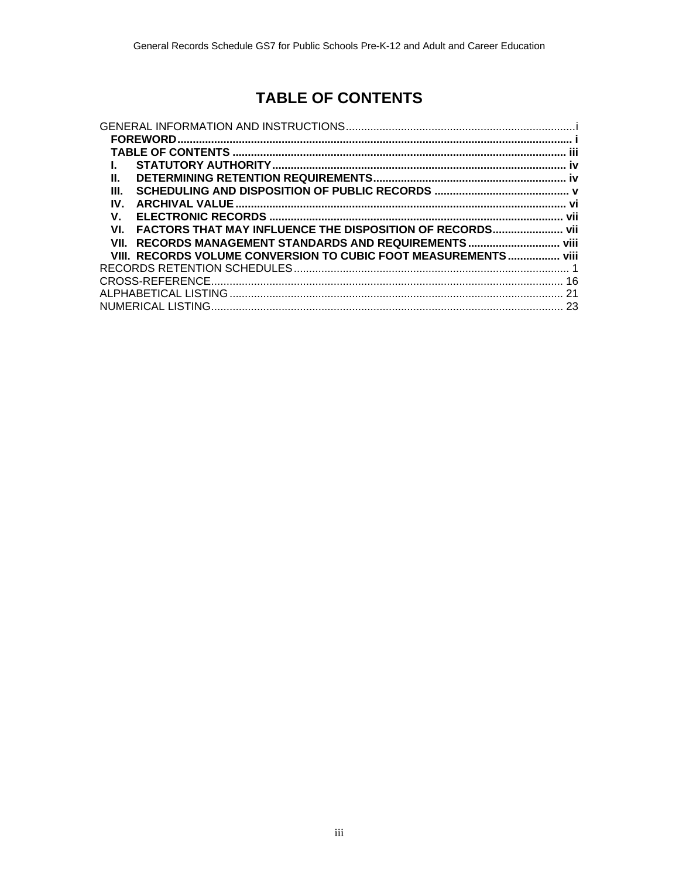# TABLE OF CONTENTS

GENERAL INFORMATION AND INSTRUCTIONS .......... i

- **FOREWORD .......... i**
- **TABLE OF CONTENTS .......... iii**
- **I. STATUTORY AUTHORITY .......... iv**
- **II. DETERMINING RETENTION REQUIREMENTS .......... iv**
- **III. SCHEDULING AND DISPOSITION OF PUBLIC RECORDS .......... v**
- **IV. ARCHIVAL VALUE .......... vi**
- **V. ELECTRONIC RECORDS .......... vii**
- **VI. FACTORS THAT MAY INFLUENCE THE DISPOSITION OF RECORDS .......... vii**
- **VII. RECORDS MANAGEMENT STANDARDS AND REQUIREMENTS .......... viii**
- **VIII. RECORDS VOLUME CONVERSION TO CUBIC FOOT MEASUREMENTS .......... viii**

RECORDS RETENTION SCHEDULES .......... 1

CROSS-REFERENCE .......... 16

ALPHABETICAL LISTING .......... 21

NUMERICAL LISTING .......... 23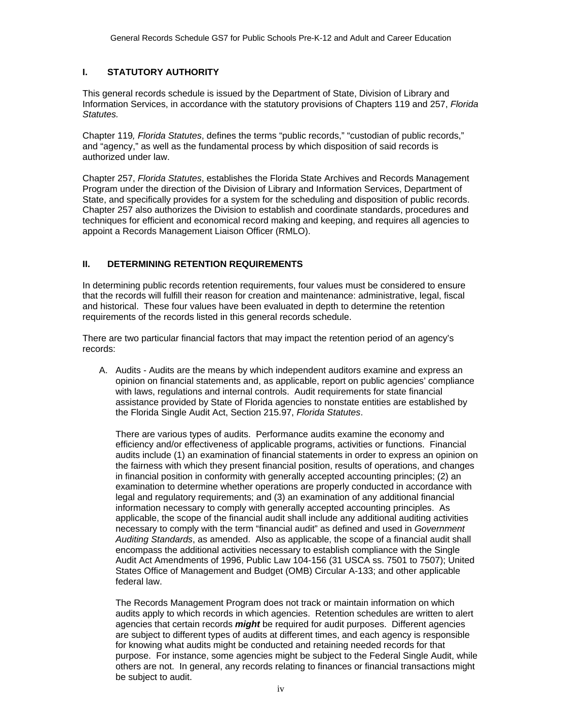## I. STATUTORY AUTHORITY

This general records schedule is issued by the Department of State, Division of Library and Information Services, in accordance with the statutory provisions of Chapters 119 and 257, *Florida Statutes.*

Chapter 119*, Florida Statutes*, defines the terms "public records," "custodian of public records," and "agency," as well as the fundamental process by which disposition of said records is authorized under law.

Chapter 257, *Florida Statutes*, establishes the Florida State Archives and Records Management Program under the direction of the Division of Library and Information Services, Department of State, and specifically provides for a system for the scheduling and disposition of public records. Chapter 257 also authorizes the Division to establish and coordinate standards, procedures and techniques for efficient and economical record making and keeping, and requires all agencies to appoint a Records Management Liaison Officer (RMLO).

## II. DETERMINING RETENTION REQUIREMENTS

In determining public records retention requirements, four values must be considered to ensure that the records will fulfill their reason for creation and maintenance: administrative, legal, fiscal and historical. These four values have been evaluated in depth to determine the retention requirements of the records listed in this general records schedule.

There are two particular financial factors that may impact the retention period of an agency's records:

A. Audits - Audits are the means by which independent auditors examine and express an opinion on financial statements and, as applicable, report on public agencies' compliance with laws, regulations and internal controls. Audit requirements for state financial assistance provided by State of Florida agencies to nonstate entities are established by the Florida Single Audit Act, Section 215.97, *Florida Statutes*.

   There are various types of audits. Performance audits examine the economy and efficiency and/or effectiveness of applicable programs, activities or functions. Financial audits include (1) an examination of financial statements in order to express an opinion on the fairness with which they present financial position, results of operations, and changes in financial position in conformity with generally accepted accounting principles; (2) an examination to determine whether operations are properly conducted in accordance with legal and regulatory requirements; and (3) an examination of any additional financial information necessary to comply with generally accepted accounting principles. As applicable, the scope of the financial audit shall include any additional auditing activities necessary to comply with the term "financial audit" as defined and used in *Government Auditing Standards*, as amended. Also as applicable, the scope of a financial audit shall encompass the additional activities necessary to establish compliance with the Single Audit Act Amendments of 1996, Public Law 104-156 (31 USCA ss. 7501 to 7507); United States Office of Management and Budget (OMB) Circular A-133; and other applicable federal law.

   The Records Management Program does not track or maintain information on which audits apply to which records in which agencies. Retention schedules are written to alert agencies that certain records ***might*** be required for audit purposes. Different agencies are subject to different types of audits at different times, and each agency is responsible for knowing what audits might be conducted and retaining needed records for that purpose. For instance, some agencies might be subject to the Federal Single Audit, while others are not. In general, any records relating to finances or financial transactions might be subject to audit.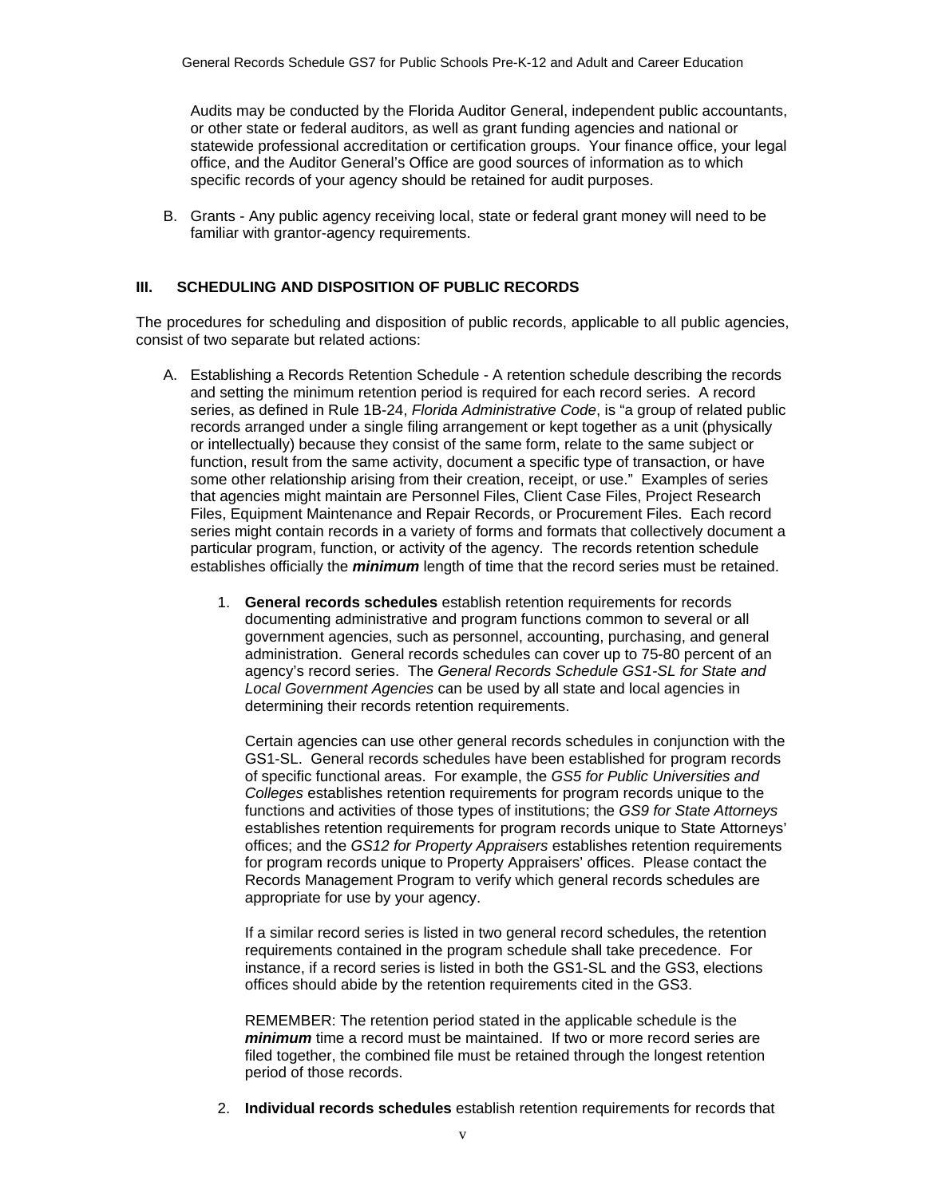Audits may be conducted by the Florida Auditor General, independent public accountants, or other state or federal auditors, as well as grant funding agencies and national or statewide professional accreditation or certification groups. Your finance office, your legal office, and the Auditor General's Office are good sources of information as to which specific records of your agency should be retained for audit purposes.

B. Grants - Any public agency receiving local, state or federal grant money will need to be familiar with grantor-agency requirements.

## III. SCHEDULING AND DISPOSITION OF PUBLIC RECORDS

The procedures for scheduling and disposition of public records, applicable to all public agencies, consist of two separate but related actions:

A. Establishing a Records Retention Schedule - A retention schedule describing the records and setting the minimum retention period is required for each record series. A record series, as defined in Rule 1B-24, *Florida Administrative Code*, is "a group of related public records arranged under a single filing arrangement or kept together as a unit (physically or intellectually) because they consist of the same form, relate to the same subject or function, result from the same activity, document a specific type of transaction, or have some other relationship arising from their creation, receipt, or use." Examples of series that agencies might maintain are Personnel Files, Client Case Files, Project Research Files, Equipment Maintenance and Repair Records, or Procurement Files. Each record series might contain records in a variety of forms and formats that collectively document a particular program, function, or activity of the agency. The records retention schedule establishes officially the ***minimum*** length of time that the record series must be retained.

   1. **General records schedules** establish retention requirements for records documenting administrative and program functions common to several or all government agencies, such as personnel, accounting, purchasing, and general administration. General records schedules can cover up to 75-80 percent of an agency's record series. The *General Records Schedule GS1-SL for State and Local Government Agencies* can be used by all state and local agencies in determining their records retention requirements.

      Certain agencies can use other general records schedules in conjunction with the GS1-SL. General records schedules have been established for program records of specific functional areas. For example, the *GS5 for Public Universities and Colleges* establishes retention requirements for program records unique to the functions and activities of those types of institutions; the *GS9 for State Attorneys* establishes retention requirements for program records unique to State Attorneys' offices; and the *GS12 for Property Appraisers* establishes retention requirements for program records unique to Property Appraisers' offices. Please contact the Records Management Program to verify which general records schedules are appropriate for use by your agency.

      If a similar record series is listed in two general record schedules, the retention requirements contained in the program schedule shall take precedence. For instance, if a record series is listed in both the GS1-SL and the GS3, elections offices should abide by the retention requirements cited in the GS3.

      REMEMBER: The retention period stated in the applicable schedule is the ***minimum*** time a record must be maintained. If two or more record series are filed together, the combined file must be retained through the longest retention period of those records.

   2. **Individual records schedules** establish retention requirements for records that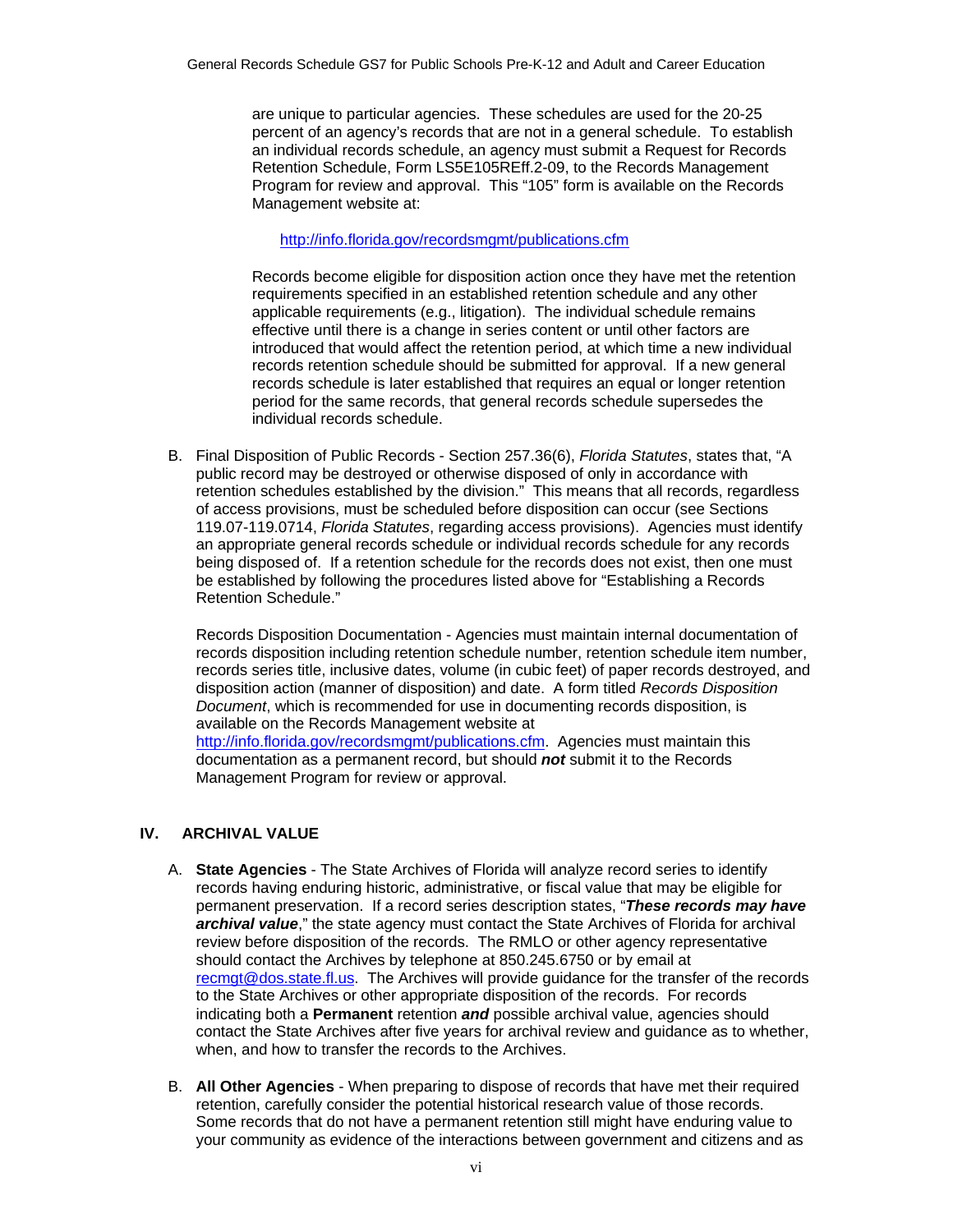are unique to particular agencies. These schedules are used for the 20-25 percent of an agency's records that are not in a general schedule. To establish an individual records schedule, an agency must submit a Request for Records Retention Schedule, Form LS5E105REff.2-09, to the Records Management Program for review and approval. This "105" form is available on the Records Management website at:

http://info.florida.gov/recordsmgmt/publications.cfm

Records become eligible for disposition action once they have met the retention requirements specified in an established retention schedule and any other applicable requirements (e.g., litigation). The individual schedule remains effective until there is a change in series content or until other factors are introduced that would affect the retention period, at which time a new individual records retention schedule should be submitted for approval. If a new general records schedule is later established that requires an equal or longer retention period for the same records, that general records schedule supersedes the individual records schedule.

B. Final Disposition of Public Records - Section 257.36(6), *Florida Statutes*, states that, "A public record may be destroyed or otherwise disposed of only in accordance with retention schedules established by the division." This means that all records, regardless of access provisions, must be scheduled before disposition can occur (see Sections 119.07-119.0714, *Florida Statutes*, regarding access provisions). Agencies must identify an appropriate general records schedule or individual records schedule for any records being disposed of. If a retention schedule for the records does not exist, then one must be established by following the procedures listed above for "Establishing a Records Retention Schedule."

   Records Disposition Documentation - Agencies must maintain internal documentation of records disposition including retention schedule number, retention schedule item number, records series title, inclusive dates, volume (in cubic feet) of paper records destroyed, and disposition action (manner of disposition) and date. A form titled *Records Disposition Document*, which is recommended for use in documenting records disposition, is available on the Records Management website at http://info.florida.gov/recordsmgmt/publications.cfm. Agencies must maintain this documentation as a permanent record, but should ***not*** submit it to the Records Management Program for review or approval.

## IV. ARCHIVAL VALUE

A. **State Agencies** - The State Archives of Florida will analyze record series to identify records having enduring historic, administrative, or fiscal value that may be eligible for permanent preservation. If a record series description states, "***These records may have archival value***," the state agency must contact the State Archives of Florida for archival review before disposition of the records. The RMLO or other agency representative should contact the Archives by telephone at 850.245.6750 or by email at recmgt@dos.state.fl.us. The Archives will provide guidance for the transfer of the records to the State Archives or other appropriate disposition of the records. For records indicating both a **Permanent** retention ***and*** possible archival value, agencies should contact the State Archives after five years for archival review and guidance as to whether, when, and how to transfer the records to the Archives.

B. **All Other Agencies** - When preparing to dispose of records that have met their required retention, carefully consider the potential historical research value of those records. Some records that do not have a permanent retention still might have enduring value to your community as evidence of the interactions between government and citizens and as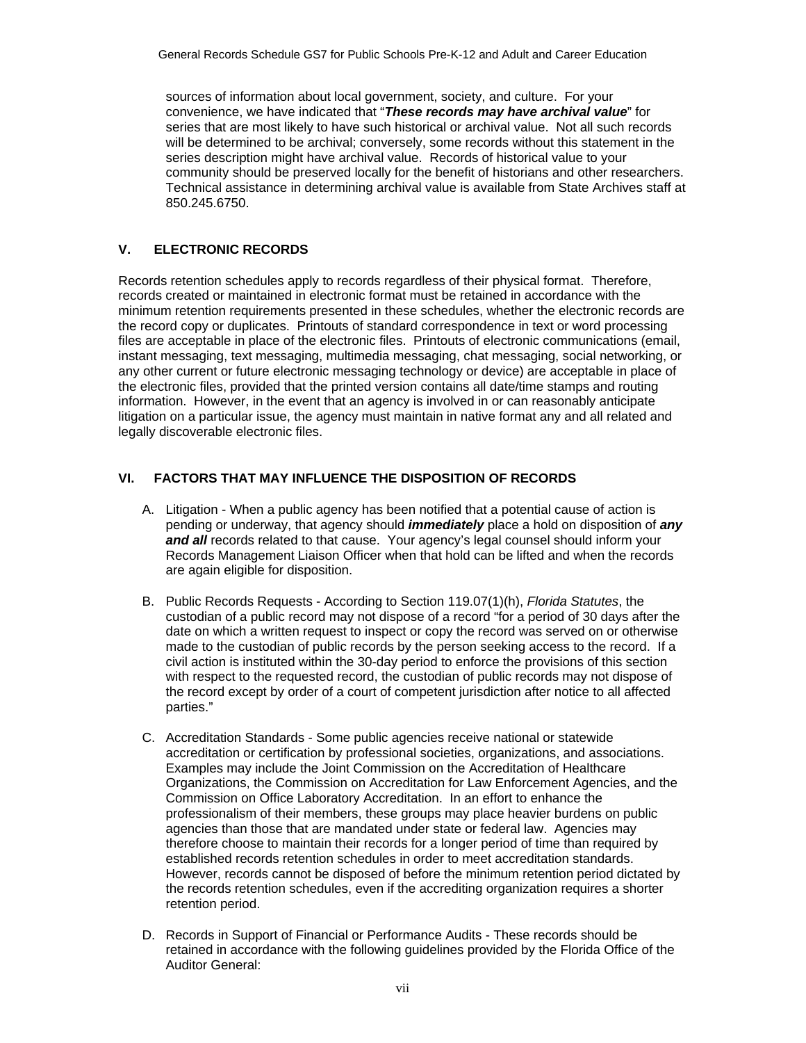sources of information about local government, society, and culture. For your convenience, we have indicated that "***These records may have archival value***" for series that are most likely to have such historical or archival value. Not all such records will be determined to be archival; conversely, some records without this statement in the series description might have archival value. Records of historical value to your community should be preserved locally for the benefit of historians and other researchers. Technical assistance in determining archival value is available from State Archives staff at 850.245.6750.

## V. ELECTRONIC RECORDS

Records retention schedules apply to records regardless of their physical format. Therefore, records created or maintained in electronic format must be retained in accordance with the minimum retention requirements presented in these schedules, whether the electronic records are the record copy or duplicates. Printouts of standard correspondence in text or word processing files are acceptable in place of the electronic files. Printouts of electronic communications (email, instant messaging, text messaging, multimedia messaging, chat messaging, social networking, or any other current or future electronic messaging technology or device) are acceptable in place of the electronic files, provided that the printed version contains all date/time stamps and routing information. However, in the event that an agency is involved in or can reasonably anticipate litigation on a particular issue, the agency must maintain in native format any and all related and legally discoverable electronic files.

## VI. FACTORS THAT MAY INFLUENCE THE DISPOSITION OF RECORDS

A. Litigation - When a public agency has been notified that a potential cause of action is pending or underway, that agency should ***immediately*** place a hold on disposition of ***any and all*** records related to that cause. Your agency's legal counsel should inform your Records Management Liaison Officer when that hold can be lifted and when the records are again eligible for disposition.

B. Public Records Requests - According to Section 119.07(1)(h), *Florida Statutes*, the custodian of a public record may not dispose of a record "for a period of 30 days after the date on which a written request to inspect or copy the record was served on or otherwise made to the custodian of public records by the person seeking access to the record. If a civil action is instituted within the 30-day period to enforce the provisions of this section with respect to the requested record, the custodian of public records may not dispose of the record except by order of a court of competent jurisdiction after notice to all affected parties."

C. Accreditation Standards - Some public agencies receive national or statewide accreditation or certification by professional societies, organizations, and associations. Examples may include the Joint Commission on the Accreditation of Healthcare Organizations, the Commission on Accreditation for Law Enforcement Agencies, and the Commission on Office Laboratory Accreditation. In an effort to enhance the professionalism of their members, these groups may place heavier burdens on public agencies than those that are mandated under state or federal law. Agencies may therefore choose to maintain their records for a longer period of time than required by established records retention schedules in order to meet accreditation standards. However, records cannot be disposed of before the minimum retention period dictated by the records retention schedules, even if the accrediting organization requires a shorter retention period.

D. Records in Support of Financial or Performance Audits - These records should be retained in accordance with the following guidelines provided by the Florida Office of the Auditor General: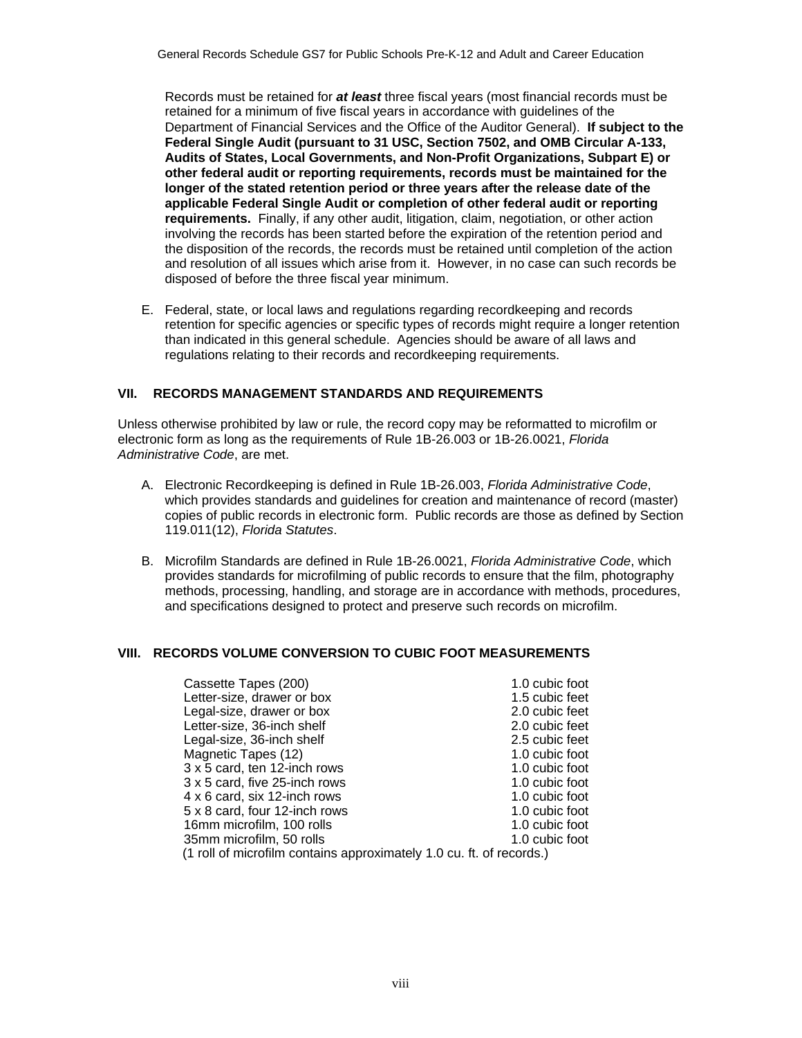Records must be retained for ***at least*** three fiscal years (most financial records must be retained for a minimum of five fiscal years in accordance with guidelines of the Department of Financial Services and the Office of the Auditor General). **If subject to the Federal Single Audit (pursuant to 31 USC, Section 7502, and OMB Circular A-133, Audits of States, Local Governments, and Non-Profit Organizations, Subpart E) or other federal audit or reporting requirements, records must be maintained for the longer of the stated retention period or three years after the release date of the applicable Federal Single Audit or completion of other federal audit or reporting requirements.** Finally, if any other audit, litigation, claim, negotiation, or other action involving the records has been started before the expiration of the retention period and the disposition of the records, the records must be retained until completion of the action and resolution of all issues which arise from it. However, in no case can such records be disposed of before the three fiscal year minimum.

E. Federal, state, or local laws and regulations regarding recordkeeping and records retention for specific agencies or specific types of records might require a longer retention than indicated in this general schedule. Agencies should be aware of all laws and regulations relating to their records and recordkeeping requirements.

## VII. RECORDS MANAGEMENT STANDARDS AND REQUIREMENTS

Unless otherwise prohibited by law or rule, the record copy may be reformatted to microfilm or electronic form as long as the requirements of Rule 1B-26.003 or 1B-26.0021, *Florida Administrative Code*, are met.

A. Electronic Recordkeeping is defined in Rule 1B-26.003, *Florida Administrative Code*, which provides standards and guidelines for creation and maintenance of record (master) copies of public records in electronic form. Public records are those as defined by Section 119.011(12), *Florida Statutes*.

B. Microfilm Standards are defined in Rule 1B-26.0021, *Florida Administrative Code*, which provides standards for microfilming of public records to ensure that the film, photography methods, processing, handling, and storage are in accordance with methods, procedures, and specifications designed to protect and preserve such records on microfilm.

## VIII. RECORDS VOLUME CONVERSION TO CUBIC FOOT MEASUREMENTS

| | |
|---|---|
| Cassette Tapes (200) | 1.0 cubic foot |
| Letter-size, drawer or box | 1.5 cubic feet |
| Legal-size, drawer or box | 2.0 cubic feet |
| Letter-size, 36-inch shelf | 2.0 cubic feet |
| Legal-size, 36-inch shelf | 2.5 cubic feet |
| Magnetic Tapes (12) | 1.0 cubic foot |
| 3 x 5 card, ten 12-inch rows | 1.0 cubic foot |
| 3 x 5 card, five 25-inch rows | 1.0 cubic foot |
| 4 x 6 card, six 12-inch rows | 1.0 cubic foot |
| 5 x 8 card, four 12-inch rows | 1.0 cubic foot |
| 16mm microfilm, 100 rolls | 1.0 cubic foot |
| 35mm microfilm, 50 rolls | 1.0 cubic foot |

(1 roll of microfilm contains approximately 1.0 cu. ft. of records.)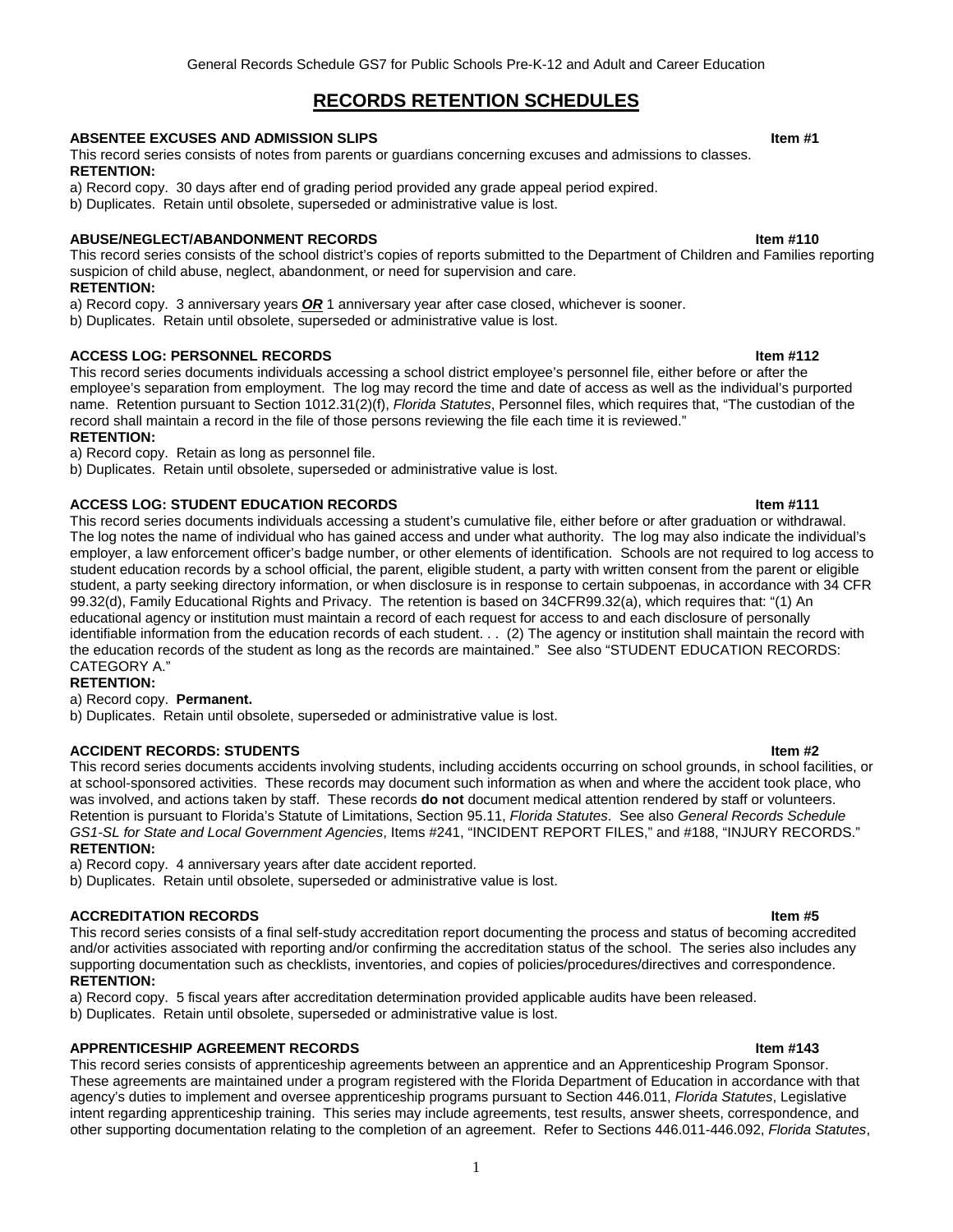# RECORDS RETENTION SCHEDULES

**ABSENTEE EXCUSES AND ADMISSION SLIPS** **Item #1**

This record series consists of notes from parents or guardians concerning excuses and admissions to classes.

**RETENTION:**

a) Record copy. 30 days after end of grading period provided any grade appeal period expired.

b) Duplicates. Retain until obsolete, superseded or administrative value is lost.

**ABUSE/NEGLECT/ABANDONMENT RECORDS** **Item #110**

This record series consists of the school district's copies of reports submitted to the Department of Children and Families reporting suspicion of child abuse, neglect, abandonment, or need for supervision and care.

**RETENTION:**

a) Record copy. 3 anniversary years ***OR*** 1 anniversary year after case closed, whichever is sooner.

b) Duplicates. Retain until obsolete, superseded or administrative value is lost.

**ACCESS LOG: PERSONNEL RECORDS** **Item #112**

This record series documents individuals accessing a school district employee's personnel file, either before or after the employee's separation from employment. The log may record the time and date of access as well as the individual's purported name. Retention pursuant to Section 1012.31(2)(f), *Florida Statutes*, Personnel files, which requires that, "The custodian of the record shall maintain a record in the file of those persons reviewing the file each time it is reviewed."

**RETENTION:**

a) Record copy. Retain as long as personnel file.

b) Duplicates. Retain until obsolete, superseded or administrative value is lost.

**ACCESS LOG: STUDENT EDUCATION RECORDS** **Item #111**

This record series documents individuals accessing a student's cumulative file, either before or after graduation or withdrawal. The log notes the name of individual who has gained access and under what authority. The log may also indicate the individual's employer, a law enforcement officer's badge number, or other elements of identification. Schools are not required to log access to student education records by a school official, the parent, eligible student, a party with written consent from the parent or eligible student, a party seeking directory information, or when disclosure is in response to certain subpoenas, in accordance with 34 CFR 99.32(d), Family Educational Rights and Privacy. The retention is based on 34CFR99.32(a), which requires that: "(1) An educational agency or institution must maintain a record of each request for access to and each disclosure of personally identifiable information from the education records of each student. . . (2) The agency or institution shall maintain the record with the education records of the student as long as the records are maintained." See also "STUDENT EDUCATION RECORDS: CATEGORY A."

**RETENTION:**

a) Record copy. **Permanent.**

b) Duplicates. Retain until obsolete, superseded or administrative value is lost.

**ACCIDENT RECORDS: STUDENTS** **Item #2**

This record series documents accidents involving students, including accidents occurring on school grounds, in school facilities, or at school-sponsored activities. These records may document such information as when and where the accident took place, who was involved, and actions taken by staff. These records **do not** document medical attention rendered by staff or volunteers. Retention is pursuant to Florida's Statute of Limitations, Section 95.11, *Florida Statutes*. See also *General Records Schedule GS1-SL for State and Local Government Agencies*, Items #241, "INCIDENT REPORT FILES," and #188, "INJURY RECORDS."

**RETENTION:**

a) Record copy. 4 anniversary years after date accident reported.

b) Duplicates. Retain until obsolete, superseded or administrative value is lost.

**ACCREDITATION RECORDS** **Item #5**

This record series consists of a final self-study accreditation report documenting the process and status of becoming accredited and/or activities associated with reporting and/or confirming the accreditation status of the school. The series also includes any supporting documentation such as checklists, inventories, and copies of policies/procedures/directives and correspondence.

**RETENTION:**

a) Record copy. 5 fiscal years after accreditation determination provided applicable audits have been released.

b) Duplicates. Retain until obsolete, superseded or administrative value is lost.

**APPRENTICESHIP AGREEMENT RECORDS** **Item #143**

This record series consists of apprenticeship agreements between an apprentice and an Apprenticeship Program Sponsor. These agreements are maintained under a program registered with the Florida Department of Education in accordance with that agency's duties to implement and oversee apprenticeship programs pursuant to Section 446.011, *Florida Statutes*, Legislative intent regarding apprenticeship training. This series may include agreements, test results, answer sheets, correspondence, and other supporting documentation relating to the completion of an agreement. Refer to Sections 446.011-446.092, *Florida Statutes*,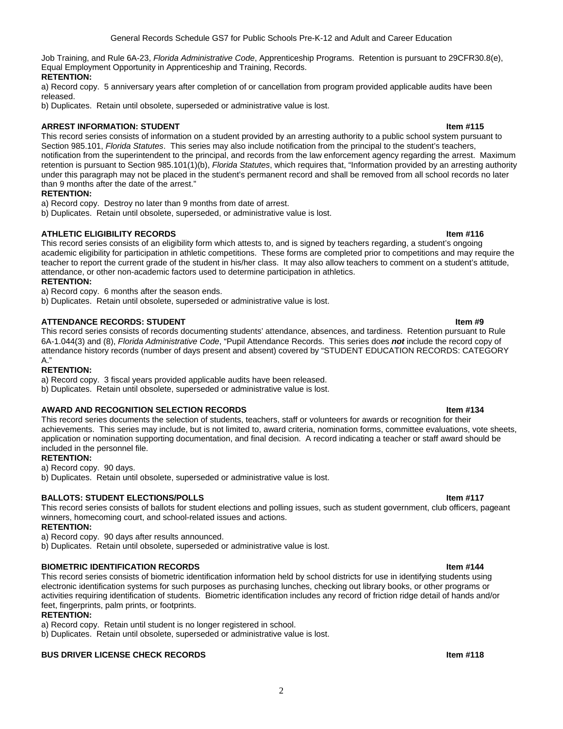Job Training, and Rule 6A-23, *Florida Administrative Code*, Apprenticeship Programs. Retention is pursuant to 29CFR30.8(e), Equal Employment Opportunity in Apprenticeship and Training, Records.

**RETENTION:**

a) Record copy. 5 anniversary years after completion of or cancellation from program provided applicable audits have been released.

b) Duplicates. Retain until obsolete, superseded or administrative value is lost.

**ARREST INFORMATION: STUDENT** **Item #115**

This record series consists of information on a student provided by an arresting authority to a public school system pursuant to Section 985.101, *Florida Statutes*. This series may also include notification from the principal to the student's teachers, notification from the superintendent to the principal, and records from the law enforcement agency regarding the arrest. Maximum retention is pursuant to Section 985.101(1)(b), *Florida Statutes*, which requires that, "Information provided by an arresting authority under this paragraph may not be placed in the student's permanent record and shall be removed from all school records no later than 9 months after the date of the arrest."

**RETENTION:**

a) Record copy. Destroy no later than 9 months from date of arrest.

b) Duplicates. Retain until obsolete, superseded, or administrative value is lost.

**ATHLETIC ELIGIBILITY RECORDS** **Item #116**

This record series consists of an eligibility form which attests to, and is signed by teachers regarding, a student's ongoing academic eligibility for participation in athletic competitions. These forms are completed prior to competitions and may require the teacher to report the current grade of the student in his/her class. It may also allow teachers to comment on a student's attitude, attendance, or other non-academic factors used to determine participation in athletics.

**RETENTION:**

a) Record copy. 6 months after the season ends.

b) Duplicates. Retain until obsolete, superseded or administrative value is lost.

**ATTENDANCE RECORDS: STUDENT** **Item #9**

This record series consists of records documenting students' attendance, absences, and tardiness. Retention pursuant to Rule 6A-1.044(3) and (8), *Florida Administrative Code*, "Pupil Attendance Records. This series does ***not*** include the record copy of attendance history records (number of days present and absent) covered by "STUDENT EDUCATION RECORDS: CATEGORY A."

**RETENTION:**

a) Record copy. 3 fiscal years provided applicable audits have been released.

b) Duplicates. Retain until obsolete, superseded or administrative value is lost.

**AWARD AND RECOGNITION SELECTION RECORDS** **Item #134**

This record series documents the selection of students, teachers, staff or volunteers for awards or recognition for their achievements. This series may include, but is not limited to, award criteria, nomination forms, committee evaluations, vote sheets, application or nomination supporting documentation, and final decision. A record indicating a teacher or staff award should be included in the personnel file.

**RETENTION:**

a) Record copy. 90 days.

b) Duplicates. Retain until obsolete, superseded or administrative value is lost.

**BALLOTS: STUDENT ELECTIONS/POLLS** **Item #117**

This record series consists of ballots for student elections and polling issues, such as student government, club officers, pageant winners, homecoming court, and school-related issues and actions.

**RETENTION:**

a) Record copy. 90 days after results announced.

b) Duplicates. Retain until obsolete, superseded or administrative value is lost.

**BIOMETRIC IDENTIFICATION RECORDS** **Item #144**

This record series consists of biometric identification information held by school districts for use in identifying students using electronic identification systems for such purposes as purchasing lunches, checking out library books, or other programs or activities requiring identification of students. Biometric identification includes any record of friction ridge detail of hands and/or feet, fingerprints, palm prints, or footprints.

**RETENTION:**

a) Record copy. Retain until student is no longer registered in school.

b) Duplicates. Retain until obsolete, superseded or administrative value is lost.

**BUS DRIVER LICENSE CHECK RECORDS** **Item #118**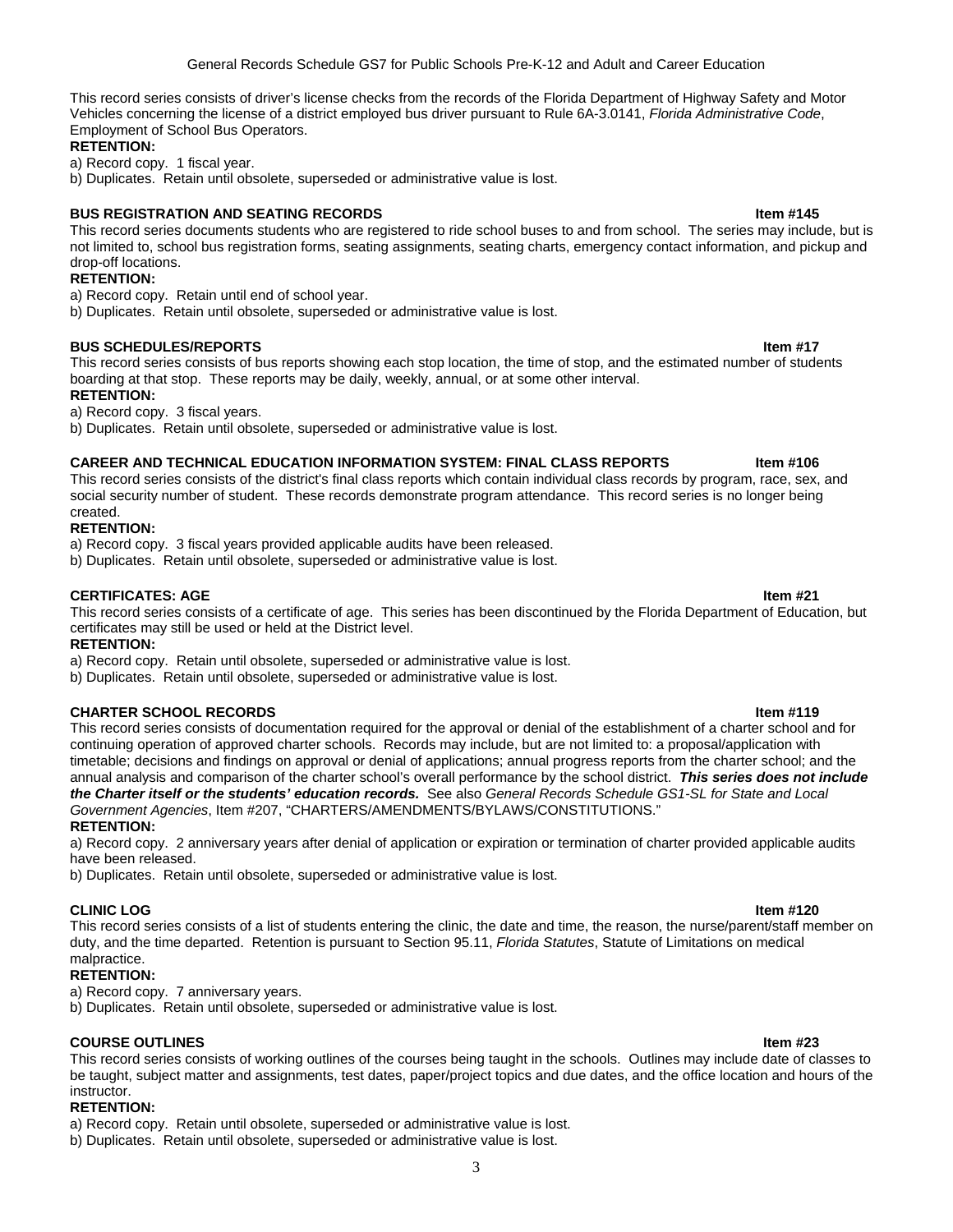This record series consists of driver's license checks from the records of the Florida Department of Highway Safety and Motor Vehicles concerning the license of a district employed bus driver pursuant to Rule 6A-3.0141, *Florida Administrative Code*, Employment of School Bus Operators.

**RETENTION:**

a) Record copy. 1 fiscal year.

b) Duplicates. Retain until obsolete, superseded or administrative value is lost.

**BUS REGISTRATION AND SEATING RECORDS** **Item #145**

This record series documents students who are registered to ride school buses to and from school. The series may include, but is not limited to, school bus registration forms, seating assignments, seating charts, emergency contact information, and pickup and drop-off locations.

**RETENTION:**

a) Record copy. Retain until end of school year.

b) Duplicates. Retain until obsolete, superseded or administrative value is lost.

**BUS SCHEDULES/REPORTS** **Item #17**

This record series consists of bus reports showing each stop location, the time of stop, and the estimated number of students boarding at that stop. These reports may be daily, weekly, annual, or at some other interval.

**RETENTION:**

a) Record copy. 3 fiscal years.

b) Duplicates. Retain until obsolete, superseded or administrative value is lost.

**CAREER AND TECHNICAL EDUCATION INFORMATION SYSTEM: FINAL CLASS REPORTS** **Item #106**

This record series consists of the district's final class reports which contain individual class records by program, race, sex, and social security number of student. These records demonstrate program attendance. This record series is no longer being created.

**RETENTION:**

a) Record copy. 3 fiscal years provided applicable audits have been released.

b) Duplicates. Retain until obsolete, superseded or administrative value is lost.

**CERTIFICATES: AGE** **Item #21**

This record series consists of a certificate of age. This series has been discontinued by the Florida Department of Education, but certificates may still be used or held at the District level.

**RETENTION:**

a) Record copy. Retain until obsolete, superseded or administrative value is lost.

b) Duplicates. Retain until obsolete, superseded or administrative value is lost.

**CHARTER SCHOOL RECORDS** **Item #119**

This record series consists of documentation required for the approval or denial of the establishment of a charter school and for continuing operation of approved charter schools. Records may include, but are not limited to: a proposal/application with timetable; decisions and findings on approval or denial of applications; annual progress reports from the charter school; and the annual analysis and comparison of the charter school's overall performance by the school district. ***This series does not include the Charter itself or the students' education records.*** See also *General Records Schedule GS1-SL for State and Local Government Agencies*, Item #207, "CHARTERS/AMENDMENTS/BYLAWS/CONSTITUTIONS."

**RETENTION:**

a) Record copy. 2 anniversary years after denial of application or expiration or termination of charter provided applicable audits have been released.

b) Duplicates. Retain until obsolete, superseded or administrative value is lost.

**CLINIC LOG** **Item #120**

This record series consists of a list of students entering the clinic, the date and time, the reason, the nurse/parent/staff member on duty, and the time departed. Retention is pursuant to Section 95.11, *Florida Statutes*, Statute of Limitations on medical malpractice.

**RETENTION:**

a) Record copy. 7 anniversary years.

b) Duplicates. Retain until obsolete, superseded or administrative value is lost.

**COURSE OUTLINES** **Item #23**

This record series consists of working outlines of the courses being taught in the schools. Outlines may include date of classes to be taught, subject matter and assignments, test dates, paper/project topics and due dates, and the office location and hours of the instructor.

**RETENTION:**

a) Record copy. Retain until obsolete, superseded or administrative value is lost.

b) Duplicates. Retain until obsolete, superseded or administrative value is lost.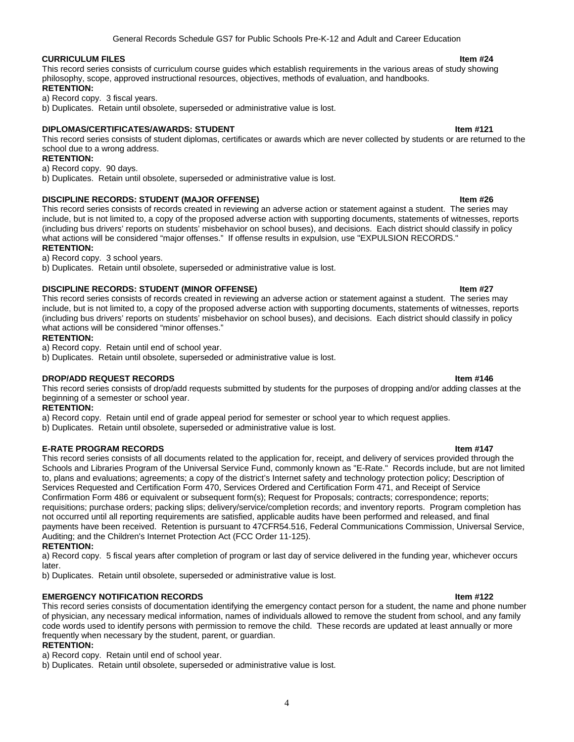**CURRICULUM FILES** **Item #24**

This record series consists of curriculum course guides which establish requirements in the various areas of study showing philosophy, scope, approved instructional resources, objectives, methods of evaluation, and handbooks.

**RETENTION:**

a) Record copy. 3 fiscal years.

b) Duplicates. Retain until obsolete, superseded or administrative value is lost.

**DIPLOMAS/CERTIFICATES/AWARDS: STUDENT** **Item #121**

This record series consists of student diplomas, certificates or awards which are never collected by students or are returned to the school due to a wrong address.

**RETENTION:**

a) Record copy. 90 days.

b) Duplicates. Retain until obsolete, superseded or administrative value is lost.

**DISCIPLINE RECORDS: STUDENT (MAJOR OFFENSE)** **Item #26**

This record series consists of records created in reviewing an adverse action or statement against a student. The series may include, but is not limited to, a copy of the proposed adverse action with supporting documents, statements of witnesses, reports (including bus drivers' reports on students' misbehavior on school buses), and decisions. Each district should classify in policy what actions will be considered "major offenses." If offense results in expulsion, use "EXPULSION RECORDS."

**RETENTION:**

a) Record copy. 3 school years.

b) Duplicates. Retain until obsolete, superseded or administrative value is lost.

**DISCIPLINE RECORDS: STUDENT (MINOR OFFENSE)** **Item #27**

This record series consists of records created in reviewing an adverse action or statement against a student. The series may include, but is not limited to, a copy of the proposed adverse action with supporting documents, statements of witnesses, reports (including bus drivers' reports on students' misbehavior on school buses), and decisions. Each district should classify in policy what actions will be considered "minor offenses."

**RETENTION:**

a) Record copy. Retain until end of school year.

b) Duplicates. Retain until obsolete, superseded or administrative value is lost.

**DROP/ADD REQUEST RECORDS** **Item #146**

This record series consists of drop/add requests submitted by students for the purposes of dropping and/or adding classes at the beginning of a semester or school year.

**RETENTION:**

a) Record copy. Retain until end of grade appeal period for semester or school year to which request applies.

b) Duplicates. Retain until obsolete, superseded or administrative value is lost.

**E-RATE PROGRAM RECORDS** **Item #147**

This record series consists of all documents related to the application for, receipt, and delivery of services provided through the Schools and Libraries Program of the Universal Service Fund, commonly known as "E-Rate." Records include, but are not limited to, plans and evaluations; agreements; a copy of the district's Internet safety and technology protection policy; Description of Services Requested and Certification Form 470, Services Ordered and Certification Form 471, and Receipt of Service Confirmation Form 486 or equivalent or subsequent form(s); Request for Proposals; contracts; correspondence; reports; requisitions; purchase orders; packing slips; delivery/service/completion records; and inventory reports. Program completion has not occurred until all reporting requirements are satisfied, applicable audits have been performed and released, and final payments have been received. Retention is pursuant to 47CFR54.516, Federal Communications Commission, Universal Service, Auditing; and the Children's Internet Protection Act (FCC Order 11-125).

**RETENTION:**

a) Record copy. 5 fiscal years after completion of program or last day of service delivered in the funding year, whichever occurs later.

b) Duplicates. Retain until obsolete, superseded or administrative value is lost.

**EMERGENCY NOTIFICATION RECORDS** **Item #122**

This record series consists of documentation identifying the emergency contact person for a student, the name and phone number of physician, any necessary medical information, names of individuals allowed to remove the student from school, and any family code words used to identify persons with permission to remove the child. These records are updated at least annually or more frequently when necessary by the student, parent, or guardian.

**RETENTION:**

a) Record copy. Retain until end of school year.

b) Duplicates. Retain until obsolete, superseded or administrative value is lost.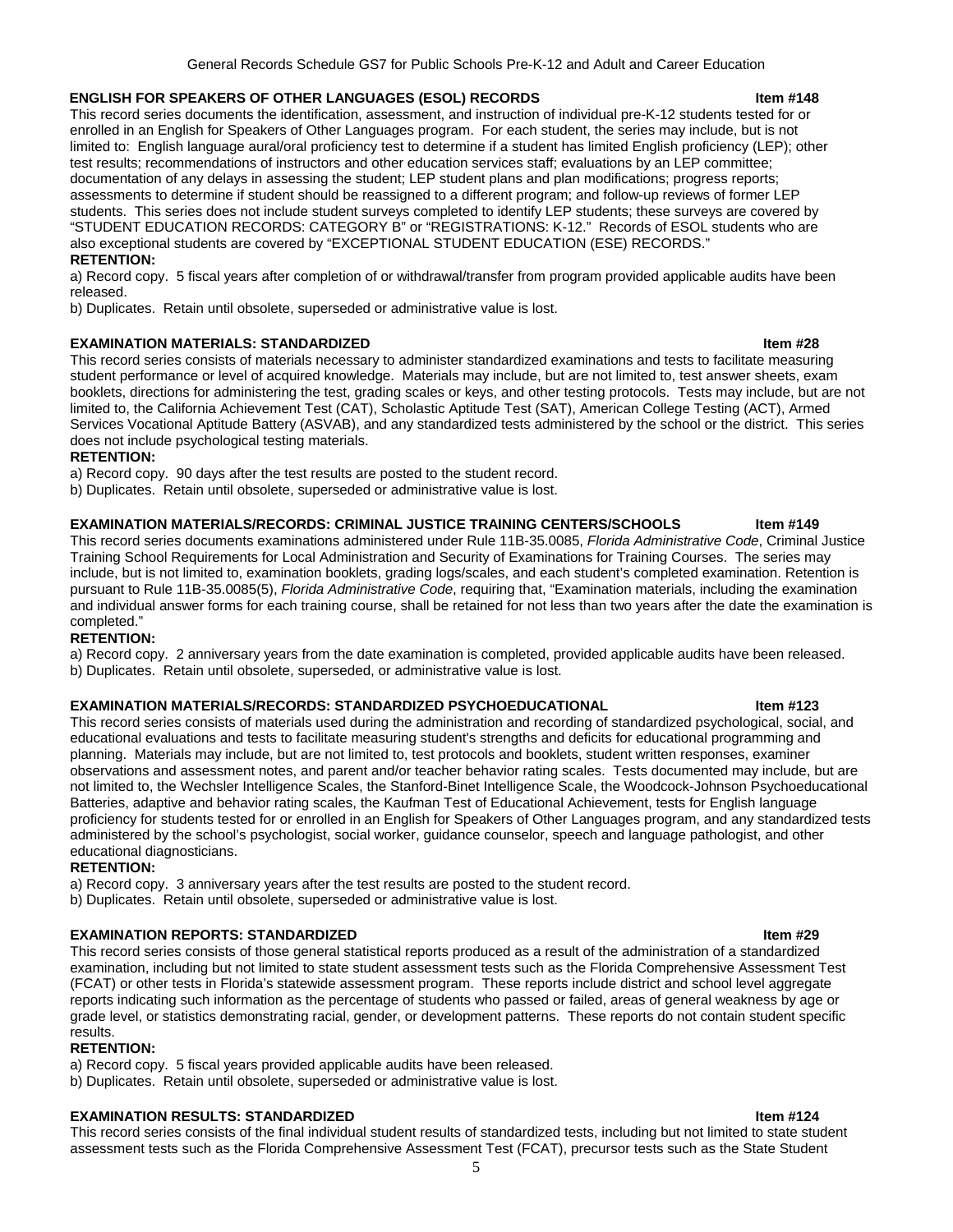**ENGLISH FOR SPEAKERS OF OTHER LANGUAGES (ESOL) RECORDS** **Item #148**

This record series documents the identification, assessment, and instruction of individual pre-K-12 students tested for or enrolled in an English for Speakers of Other Languages program. For each student, the series may include, but is not limited to: English language aural/oral proficiency test to determine if a student has limited English proficiency (LEP); other test results; recommendations of instructors and other education services staff; evaluations by an LEP committee; documentation of any delays in assessing the student; LEP student plans and plan modifications; progress reports; assessments to determine if student should be reassigned to a different program; and follow-up reviews of former LEP students. This series does not include student surveys completed to identify LEP students; these surveys are covered by "STUDENT EDUCATION RECORDS: CATEGORY B" or "REGISTRATIONS: K-12." Records of ESOL students who are also exceptional students are covered by "EXCEPTIONAL STUDENT EDUCATION (ESE) RECORDS."

**RETENTION:**

a) Record copy. 5 fiscal years after completion of or withdrawal/transfer from program provided applicable audits have been released.

b) Duplicates. Retain until obsolete, superseded or administrative value is lost.

**EXAMINATION MATERIALS: STANDARDIZED** **Item #28**

This record series consists of materials necessary to administer standardized examinations and tests to facilitate measuring student performance or level of acquired knowledge. Materials may include, but are not limited to, test answer sheets, exam booklets, directions for administering the test, grading scales or keys, and other testing protocols. Tests may include, but are not limited to, the California Achievement Test (CAT), Scholastic Aptitude Test (SAT), American College Testing (ACT), Armed Services Vocational Aptitude Battery (ASVAB), and any standardized tests administered by the school or the district. This series does not include psychological testing materials.

**RETENTION:**

a) Record copy. 90 days after the test results are posted to the student record.

b) Duplicates. Retain until obsolete, superseded or administrative value is lost.

**EXAMINATION MATERIALS/RECORDS: CRIMINAL JUSTICE TRAINING CENTERS/SCHOOLS** **Item #149**

This record series documents examinations administered under Rule 11B-35.0085, *Florida Administrative Code*, Criminal Justice Training School Requirements for Local Administration and Security of Examinations for Training Courses. The series may include, but is not limited to, examination booklets, grading logs/scales, and each student's completed examination. Retention is pursuant to Rule 11B-35.0085(5), *Florida Administrative Code*, requiring that, "Examination materials, including the examination and individual answer forms for each training course, shall be retained for not less than two years after the date the examination is completed."

**RETENTION:**

a) Record copy. 2 anniversary years from the date examination is completed, provided applicable audits have been released.

b) Duplicates. Retain until obsolete, superseded, or administrative value is lost.

**EXAMINATION MATERIALS/RECORDS: STANDARDIZED PSYCHOEDUCATIONAL** **Item #123**

This record series consists of materials used during the administration and recording of standardized psychological, social, and educational evaluations and tests to facilitate measuring student's strengths and deficits for educational programming and planning. Materials may include, but are not limited to, test protocols and booklets, student written responses, examiner observations and assessment notes, and parent and/or teacher behavior rating scales. Tests documented may include, but are not limited to, the Wechsler Intelligence Scales, the Stanford-Binet Intelligence Scale, the Woodcock-Johnson Psychoeducational Batteries, adaptive and behavior rating scales, the Kaufman Test of Educational Achievement, tests for English language proficiency for students tested for or enrolled in an English for Speakers of Other Languages program, and any standardized tests administered by the school's psychologist, social worker, guidance counselor, speech and language pathologist, and other educational diagnosticians.

**RETENTION:**

a) Record copy. 3 anniversary years after the test results are posted to the student record.

b) Duplicates. Retain until obsolete, superseded or administrative value is lost.

**EXAMINATION REPORTS: STANDARDIZED** **Item #29**

This record series consists of those general statistical reports produced as a result of the administration of a standardized examination, including but not limited to state student assessment tests such as the Florida Comprehensive Assessment Test (FCAT) or other tests in Florida's statewide assessment program. These reports include district and school level aggregate reports indicating such information as the percentage of students who passed or failed, areas of general weakness by age or grade level, or statistics demonstrating racial, gender, or development patterns. These reports do not contain student specific results.

**RETENTION:**

a) Record copy. 5 fiscal years provided applicable audits have been released.

b) Duplicates. Retain until obsolete, superseded or administrative value is lost.

**EXAMINATION RESULTS: STANDARDIZED** **Item #124**

This record series consists of the final individual student results of standardized tests, including but not limited to state student assessment tests such as the Florida Comprehensive Assessment Test (FCAT), precursor tests such as the State Student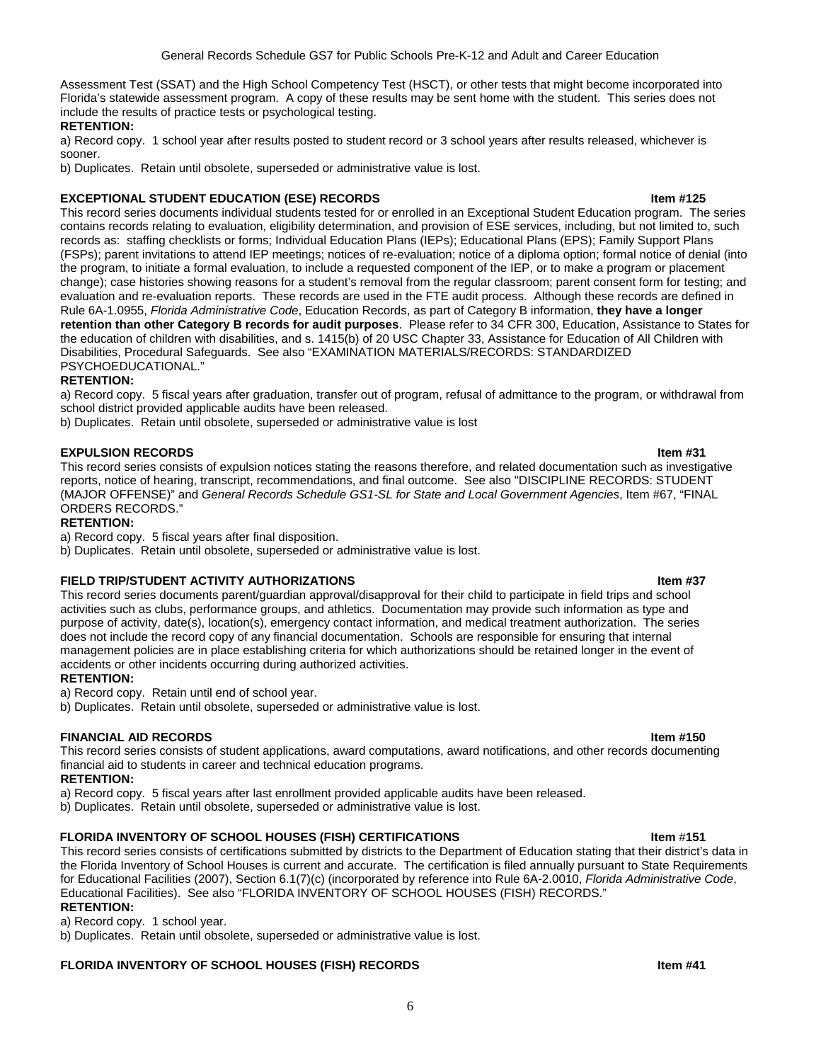Assessment Test (SSAT) and the High School Competency Test (HSCT), or other tests that might become incorporated into Florida's statewide assessment program. A copy of these results may be sent home with the student. This series does not include the results of practice tests or psychological testing.

**RETENTION:**

a) Record copy. 1 school year after results posted to student record or 3 school years after results released, whichever is sooner.

b) Duplicates. Retain until obsolete, superseded or administrative value is lost.

**EXCEPTIONAL STUDENT EDUCATION (ESE) RECORDS** **Item #125**

This record series documents individual students tested for or enrolled in an Exceptional Student Education program. The series contains records relating to evaluation, eligibility determination, and provision of ESE services, including, but not limited to, such records as: staffing checklists or forms; Individual Education Plans (IEPs); Educational Plans (EPS); Family Support Plans (FSPs); parent invitations to attend IEP meetings; notices of re-evaluation; notice of a diploma option; formal notice of denial (into the program, to initiate a formal evaluation, to include a requested component of the IEP, or to make a program or placement change); case histories showing reasons for a student's removal from the regular classroom; parent consent form for testing; and evaluation and re-evaluation reports. These records are used in the FTE audit process. Although these records are defined in Rule 6A-1.0955, *Florida Administrative Code*, Education Records, as part of Category B information, **they have a longer retention than other Category B records for audit purposes**. Please refer to 34 CFR 300, Education, Assistance to States for the education of children with disabilities, and s. 1415(b) of 20 USC Chapter 33, Assistance for Education of All Children with Disabilities, Procedural Safeguards. See also "EXAMINATION MATERIALS/RECORDS: STANDARDIZED PSYCHOEDUCATIONAL."

**RETENTION:**

a) Record copy. 5 fiscal years after graduation, transfer out of program, refusal of admittance to the program, or withdrawal from school district provided applicable audits have been released.

b) Duplicates. Retain until obsolete, superseded or administrative value is lost

**EXPULSION RECORDS** **Item #31**

This record series consists of expulsion notices stating the reasons therefore, and related documentation such as investigative reports, notice of hearing, transcript, recommendations, and final outcome. See also "DISCIPLINE RECORDS: STUDENT (MAJOR OFFENSE)" and *General Records Schedule GS1-SL for State and Local Government Agencies*, Item #67, "FINAL ORDERS RECORDS."

**RETENTION:**

a) Record copy. 5 fiscal years after final disposition.

b) Duplicates. Retain until obsolete, superseded or administrative value is lost.

**FIELD TRIP/STUDENT ACTIVITY AUTHORIZATIONS** **Item #37**

This record series documents parent/guardian approval/disapproval for their child to participate in field trips and school activities such as clubs, performance groups, and athletics. Documentation may provide such information as type and purpose of activity, date(s), location(s), emergency contact information, and medical treatment authorization. The series does not include the record copy of any financial documentation. Schools are responsible for ensuring that internal management policies are in place establishing criteria for which authorizations should be retained longer in the event of accidents or other incidents occurring during authorized activities.

**RETENTION:**

a) Record copy. Retain until end of school year.

b) Duplicates. Retain until obsolete, superseded or administrative value is lost.

**FINANCIAL AID RECORDS** **Item #150**

This record series consists of student applications, award computations, award notifications, and other records documenting financial aid to students in career and technical education programs.

**RETENTION:**

a) Record copy. 5 fiscal years after last enrollment provided applicable audits have been released.

b) Duplicates. Retain until obsolete, superseded or administrative value is lost.

**FLORIDA INVENTORY OF SCHOOL HOUSES (FISH) CERTIFICATIONS** **Item #151**

This record series consists of certifications submitted by districts to the Department of Education stating that their district's data in the Florida Inventory of School Houses is current and accurate. The certification is filed annually pursuant to State Requirements for Educational Facilities (2007), Section 6.1(7)(c) (incorporated by reference into Rule 6A-2.0010, *Florida Administrative Code*, Educational Facilities). See also "FLORIDA INVENTORY OF SCHOOL HOUSES (FISH) RECORDS."

**RETENTION:**

a) Record copy. 1 school year.

b) Duplicates. Retain until obsolete, superseded or administrative value is lost.

**FLORIDA INVENTORY OF SCHOOL HOUSES (FISH) RECORDS** **Item #41**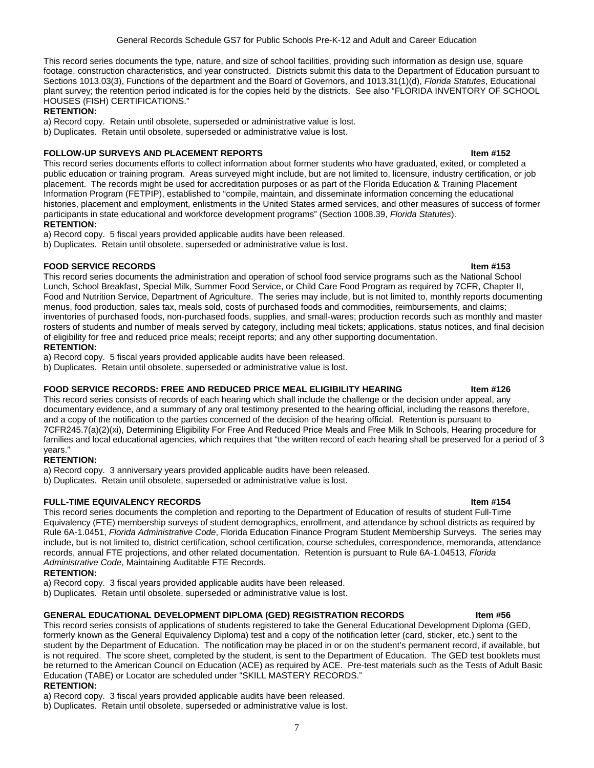This record series documents the type, nature, and size of school facilities, providing such information as design use, square footage, construction characteristics, and year constructed. Districts submit this data to the Department of Education pursuant to Sections 1013.03(3), Functions of the department and the Board of Governors, and 1013.31(1)(d), *Florida Statutes*, Educational plant survey; the retention period indicated is for the copies held by the districts. See also "FLORIDA INVENTORY OF SCHOOL HOUSES (FISH) CERTIFICATIONS."

**RETENTION:**

a) Record copy. Retain until obsolete, superseded or administrative value is lost.

b) Duplicates. Retain until obsolete, superseded or administrative value is lost.

**FOLLOW-UP SURVEYS AND PLACEMENT REPORTS Item #152**

This record series documents efforts to collect information about former students who have graduated, exited, or completed a public education or training program. Areas surveyed might include, but are not limited to, licensure, industry certification, or job placement. The records might be used for accreditation purposes or as part of the Florida Education & Training Placement Information Program (FETPIP), established to "compile, maintain, and disseminate information concerning the educational histories, placement and employment, enlistments in the United States armed services, and other measures of success of former participants in state educational and workforce development programs" (Section 1008.39, *Florida Statutes*).

**RETENTION:**

a) Record copy. 5 fiscal years provided applicable audits have been released.

b) Duplicates. Retain until obsolete, superseded or administrative value is lost.

**FOOD SERVICE RECORDS Item #153**

This record series documents the administration and operation of school food service programs such as the National School Lunch, School Breakfast, Special Milk, Summer Food Service, or Child Care Food Program as required by 7CFR, Chapter II, Food and Nutrition Service, Department of Agriculture. The series may include, but is not limited to, monthly reports documenting menus, food production, sales tax, meals sold, costs of purchased foods and commodities, reimbursements, and claims; inventories of purchased foods, non-purchased foods, supplies, and small-wares; production records such as monthly and master rosters of students and number of meals served by category, including meal tickets; applications, status notices, and final decision of eligibility for free and reduced price meals; receipt reports; and any other supporting documentation.

**RETENTION:**

a) Record copy. 5 fiscal years provided applicable audits have been released.

b) Duplicates. Retain until obsolete, superseded or administrative value is lost.

**FOOD SERVICE RECORDS: FREE AND REDUCED PRICE MEAL ELIGIBILITY HEARING Item #126**

This record series consists of records of each hearing which shall include the challenge or the decision under appeal, any documentary evidence, and a summary of any oral testimony presented to the hearing official, including the reasons therefore, and a copy of the notification to the parties concerned of the decision of the hearing official. Retention is pursuant to 7CFR245.7(a)(2)(xi), Determining Eligibility For Free And Reduced Price Meals and Free Milk In Schools, Hearing procedure for families and local educational agencies, which requires that "the written record of each hearing shall be preserved for a period of 3 years."

**RETENTION:**

a) Record copy. 3 anniversary years provided applicable audits have been released.

b) Duplicates. Retain until obsolete, superseded or administrative value is lost.

**FULL-TIME EQUIVALENCY RECORDS Item #154**

This record series documents the completion and reporting to the Department of Education of results of student Full-Time Equivalency (FTE) membership surveys of student demographics, enrollment, and attendance by school districts as required by Rule 6A-1.0451, *Florida Administrative Code*, Florida Education Finance Program Student Membership Surveys. The series may include, but is not limited to, district certification, school certification, course schedules, correspondence, memoranda, attendance records, annual FTE projections, and other related documentation. Retention is pursuant to Rule 6A-1.04513, *Florida Administrative Code*, Maintaining Auditable FTE Records.

**RETENTION:**

a) Record copy. 3 fiscal years provided applicable audits have been released.

b) Duplicates. Retain until obsolete, superseded or administrative value is lost.

**GENERAL EDUCATIONAL DEVELOPMENT DIPLOMA (GED) REGISTRATION RECORDS Item #56**

This record series consists of applications of students registered to take the General Educational Development Diploma (GED, formerly known as the General Equivalency Diploma) test and a copy of the notification letter (card, sticker, etc.) sent to the student by the Department of Education. The notification may be placed in or on the student's permanent record, if available, but is not required. The score sheet, completed by the student, is sent to the Department of Education. The GED test booklets must be returned to the American Council on Education (ACE) as required by ACE. Pre-test materials such as the Tests of Adult Basic Education (TABE) or Locator are scheduled under "SKILL MASTERY RECORDS."

**RETENTION:**

a) Record copy. 3 fiscal years provided applicable audits have been released.

b) Duplicates. Retain until obsolete, superseded or administrative value is lost.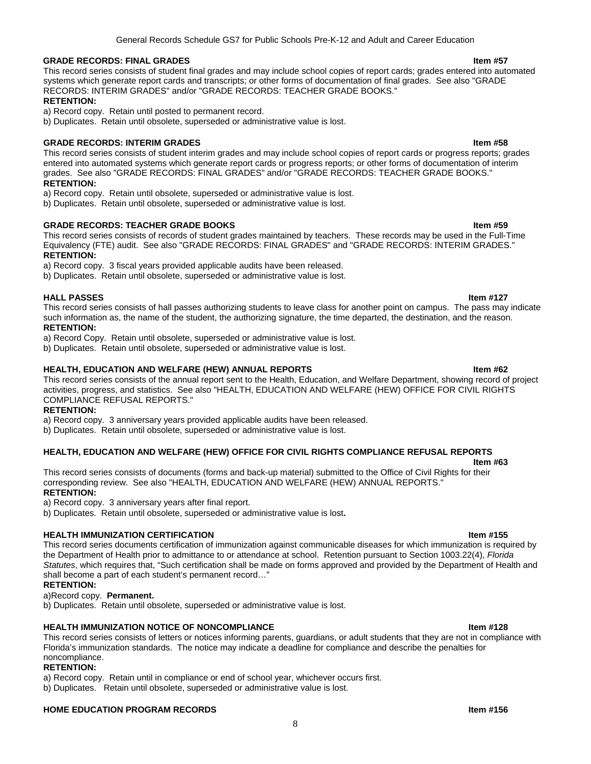**GRADE RECORDS: FINAL GRADES** **Item #57**

This record series consists of student final grades and may include school copies of report cards; grades entered into automated systems which generate report cards and transcripts; or other forms of documentation of final grades. See also "GRADE RECORDS: INTERIM GRADES" and/or "GRADE RECORDS: TEACHER GRADE BOOKS."

**RETENTION:**

a) Record copy. Retain until posted to permanent record.

b) Duplicates. Retain until obsolete, superseded or administrative value is lost.

**GRADE RECORDS: INTERIM GRADES** **Item #58**

This record series consists of student interim grades and may include school copies of report cards or progress reports; grades entered into automated systems which generate report cards or progress reports; or other forms of documentation of interim grades. See also "GRADE RECORDS: FINAL GRADES" and/or "GRADE RECORDS: TEACHER GRADE BOOKS."

**RETENTION:**

a) Record copy. Retain until obsolete, superseded or administrative value is lost.

b) Duplicates. Retain until obsolete, superseded or administrative value is lost.

**GRADE RECORDS: TEACHER GRADE BOOKS** **Item #59**

This record series consists of records of student grades maintained by teachers. These records may be used in the Full-Time Equivalency (FTE) audit. See also "GRADE RECORDS: FINAL GRADES" and "GRADE RECORDS: INTERIM GRADES."

**RETENTION:**

a) Record copy. 3 fiscal years provided applicable audits have been released.

b) Duplicates. Retain until obsolete, superseded or administrative value is lost.

**HALL PASSES** **Item #127**

This record series consists of hall passes authorizing students to leave class for another point on campus. The pass may indicate such information as, the name of the student, the authorizing signature, the time departed, the destination, and the reason.

**RETENTION:**

a) Record Copy. Retain until obsolete, superseded or administrative value is lost.

b) Duplicates. Retain until obsolete, superseded or administrative value is lost.

**HEALTH, EDUCATION AND WELFARE (HEW) ANNUAL REPORTS** **Item #62**

This record series consists of the annual report sent to the Health, Education, and Welfare Department, showing record of project activities, progress, and statistics. See also "HEALTH, EDUCATION AND WELFARE (HEW) OFFICE FOR CIVIL RIGHTS COMPLIANCE REFUSAL REPORTS."

**RETENTION:**

a) Record copy. 3 anniversary years provided applicable audits have been released.

b) Duplicates. Retain until obsolete, superseded or administrative value is lost.

**HEALTH, EDUCATION AND WELFARE (HEW) OFFICE FOR CIVIL RIGHTS COMPLIANCE REFUSAL REPORTS** **Item #63**

This record series consists of documents (forms and back-up material) submitted to the Office of Civil Rights for their corresponding review. See also "HEALTH, EDUCATION AND WELFARE (HEW) ANNUAL REPORTS."

**RETENTION:**

a) Record copy. 3 anniversary years after final report.

b) Duplicates. Retain until obsolete, superseded or administrative value is lost.

**HEALTH IMMUNIZATION CERTIFICATION** **Item #155**

This record series documents certification of immunization against communicable diseases for which immunization is required by the Department of Health prior to admittance to or attendance at school. Retention pursuant to Section 1003.22(4), *Florida Statutes*, which requires that, "Such certification shall be made on forms approved and provided by the Department of Health and shall become a part of each student's permanent record…"

**RETENTION:**

a)Record copy. **Permanent.**

b) Duplicates. Retain until obsolete, superseded or administrative value is lost.

**HEALTH IMMUNIZATION NOTICE OF NONCOMPLIANCE** **Item #128**

This record series consists of letters or notices informing parents, guardians, or adult students that they are not in compliance with Florida's immunization standards. The notice may indicate a deadline for compliance and describe the penalties for noncompliance.

**RETENTION:**

a) Record copy. Retain until in compliance or end of school year, whichever occurs first.

b) Duplicates. Retain until obsolete, superseded or administrative value is lost.

**HOME EDUCATION PROGRAM RECORDS** **Item #156**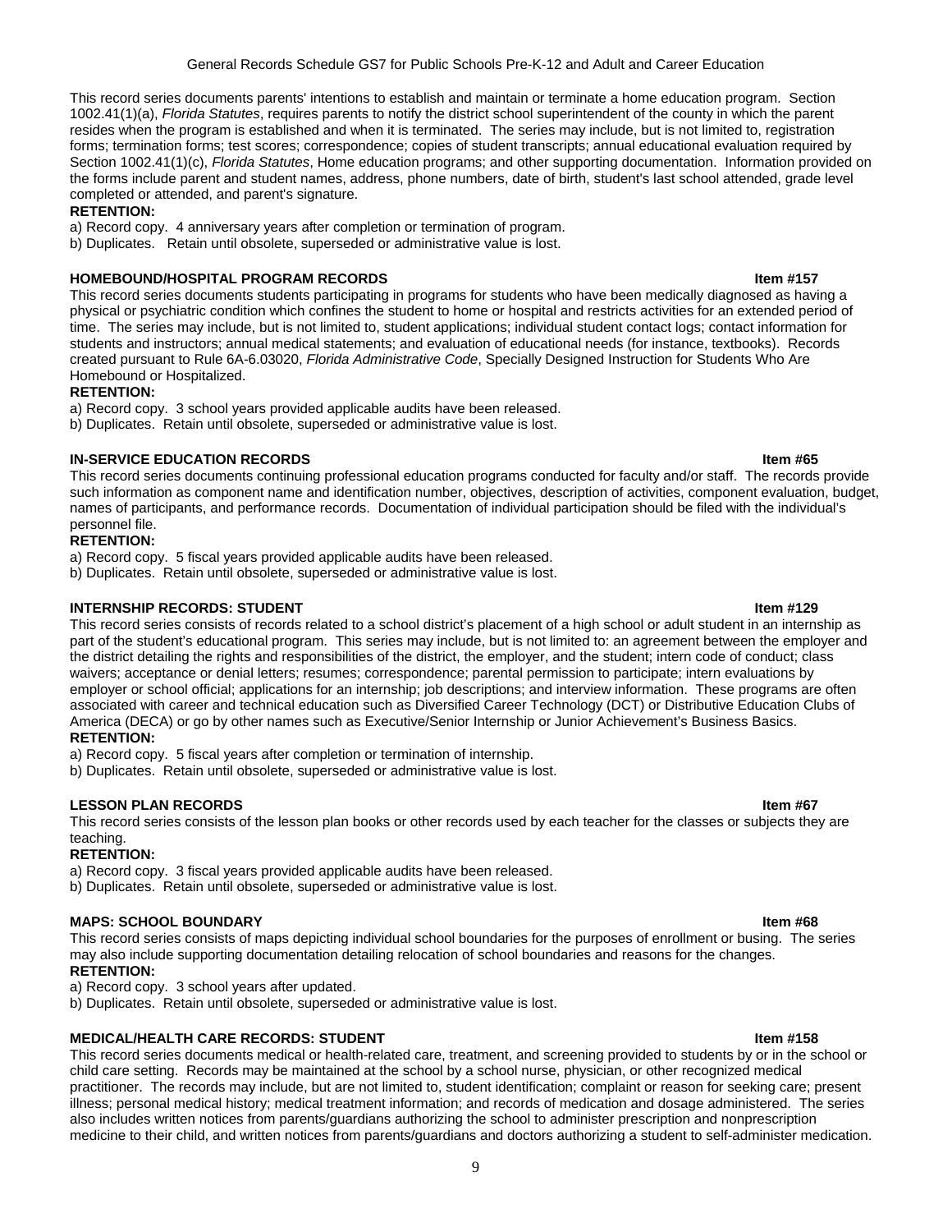This record series documents parents' intentions to establish and maintain or terminate a home education program. Section 1002.41(1)(a), *Florida Statutes*, requires parents to notify the district school superintendent of the county in which the parent resides when the program is established and when it is terminated. The series may include, but is not limited to, registration forms; termination forms; test scores; correspondence; copies of student transcripts; annual educational evaluation required by Section 1002.41(1)(c), *Florida Statutes*, Home education programs; and other supporting documentation. Information provided on the forms include parent and student names, address, phone numbers, date of birth, student's last school attended, grade level completed or attended, and parent's signature.

**RETENTION:**

a) Record copy. 4 anniversary years after completion or termination of program.

b) Duplicates. Retain until obsolete, superseded or administrative value is lost.

### HOMEBOUND/HOSPITAL PROGRAM RECORDS — Item #157

This record series documents students participating in programs for students who have been medically diagnosed as having a physical or psychiatric condition which confines the student to home or hospital and restricts activities for an extended period of time. The series may include, but is not limited to, student applications; individual student contact logs; contact information for students and instructors; annual medical statements; and evaluation of educational needs (for instance, textbooks). Records created pursuant to Rule 6A-6.03020, *Florida Administrative Code*, Specially Designed Instruction for Students Who Are Homebound or Hospitalized.

**RETENTION:**

a) Record copy. 3 school years provided applicable audits have been released.

b) Duplicates. Retain until obsolete, superseded or administrative value is lost.

### IN-SERVICE EDUCATION RECORDS — Item #65

This record series documents continuing professional education programs conducted for faculty and/or staff. The records provide such information as component name and identification number, objectives, description of activities, component evaluation, budget, names of participants, and performance records. Documentation of individual participation should be filed with the individual's personnel file.

**RETENTION:**

a) Record copy. 5 fiscal years provided applicable audits have been released.

b) Duplicates. Retain until obsolete, superseded or administrative value is lost.

### INTERNSHIP RECORDS: STUDENT — Item #129

This record series consists of records related to a school district's placement of a high school or adult student in an internship as part of the student's educational program. This series may include, but is not limited to: an agreement between the employer and the district detailing the rights and responsibilities of the district, the employer, and the student; intern code of conduct; class waivers; acceptance or denial letters; resumes; correspondence; parental permission to participate; intern evaluations by employer or school official; applications for an internship; job descriptions; and interview information. These programs are often associated with career and technical education such as Diversified Career Technology (DCT) or Distributive Education Clubs of America (DECA) or go by other names such as Executive/Senior Internship or Junior Achievement's Business Basics.

**RETENTION:**

a) Record copy. 5 fiscal years after completion or termination of internship.

b) Duplicates. Retain until obsolete, superseded or administrative value is lost.

### LESSON PLAN RECORDS — Item #67

This record series consists of the lesson plan books or other records used by each teacher for the classes or subjects they are teaching.

**RETENTION:**

a) Record copy. 3 fiscal years provided applicable audits have been released.

b) Duplicates. Retain until obsolete, superseded or administrative value is lost.

### MAPS: SCHOOL BOUNDARY — Item #68

This record series consists of maps depicting individual school boundaries for the purposes of enrollment or busing. The series may also include supporting documentation detailing relocation of school boundaries and reasons for the changes.

**RETENTION:**

a) Record copy. 3 school years after updated.

b) Duplicates. Retain until obsolete, superseded or administrative value is lost.

### MEDICAL/HEALTH CARE RECORDS: STUDENT — Item #158

This record series documents medical or health-related care, treatment, and screening provided to students by or in the school or child care setting. Records may be maintained at the school by a school nurse, physician, or other recognized medical practitioner. The records may include, but are not limited to, student identification; complaint or reason for seeking care; present illness; personal medical history; medical treatment information; and records of medication and dosage administered. The series also includes written notices from parents/guardians authorizing the school to administer prescription and nonprescription medicine to their child, and written notices from parents/guardians and doctors authorizing a student to self-administer medication.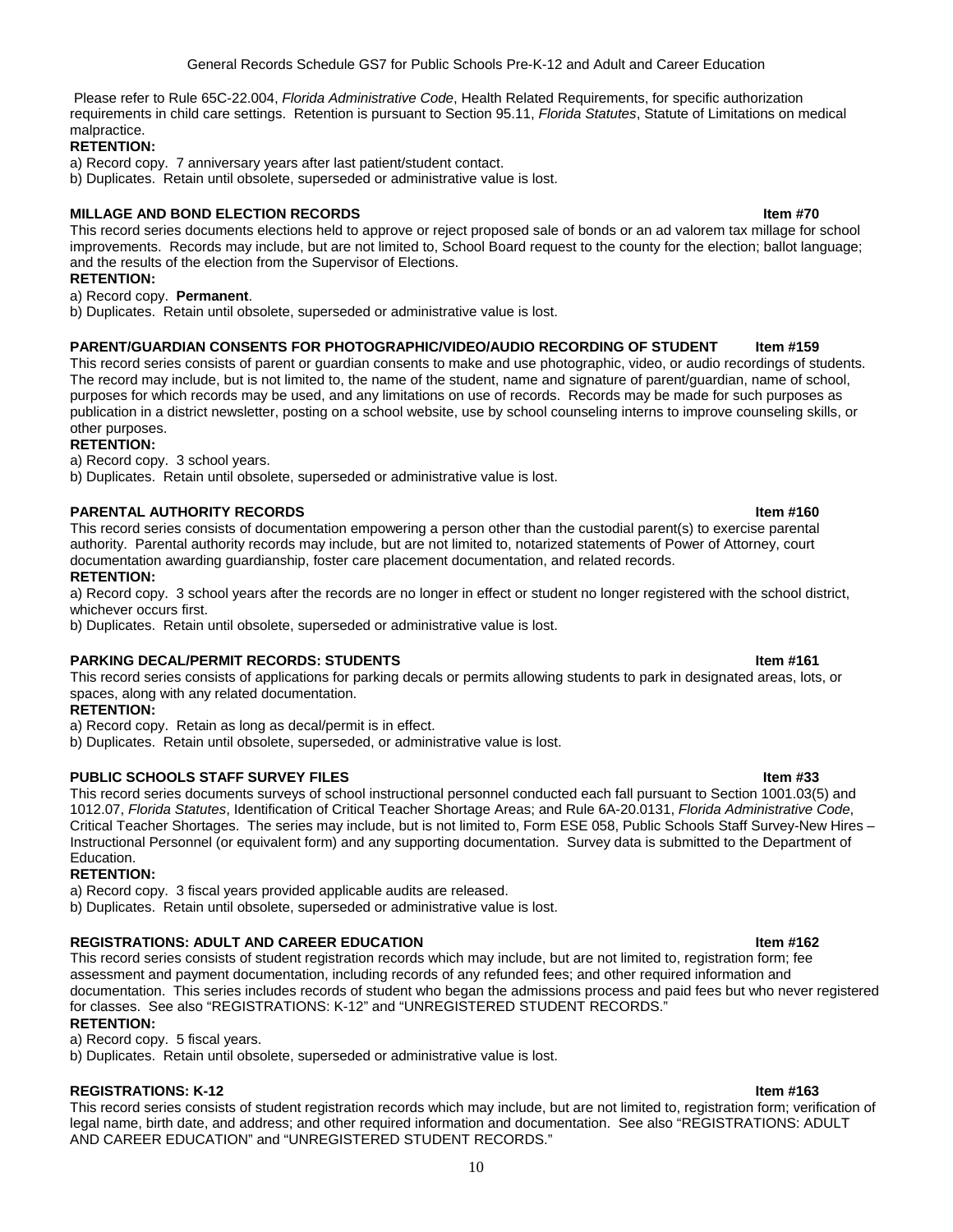Please refer to Rule 65C-22.004, *Florida Administrative Code*, Health Related Requirements, for specific authorization requirements in child care settings. Retention is pursuant to Section 95.11, *Florida Statutes*, Statute of Limitations on medical malpractice.

**RETENTION:**

a) Record copy. 7 anniversary years after last patient/student contact.

b) Duplicates. Retain until obsolete, superseded or administrative value is lost.

**MILLAGE AND BOND ELECTION RECORDS** **Item #70**

This record series documents elections held to approve or reject proposed sale of bonds or an ad valorem tax millage for school improvements. Records may include, but are not limited to, School Board request to the county for the election; ballot language; and the results of the election from the Supervisor of Elections.

**RETENTION:**

a) Record copy. **Permanent**.

b) Duplicates. Retain until obsolete, superseded or administrative value is lost.

**PARENT/GUARDIAN CONSENTS FOR PHOTOGRAPHIC/VIDEO/AUDIO RECORDING OF STUDENT** **Item #159**

This record series consists of parent or guardian consents to make and use photographic, video, or audio recordings of students. The record may include, but is not limited to, the name of the student, name and signature of parent/guardian, name of school, purposes for which records may be used, and any limitations on use of records. Records may be made for such purposes as publication in a district newsletter, posting on a school website, use by school counseling interns to improve counseling skills, or other purposes.

**RETENTION:**

a) Record copy. 3 school years.

b) Duplicates. Retain until obsolete, superseded or administrative value is lost.

**PARENTAL AUTHORITY RECORDS** **Item #160**

This record series consists of documentation empowering a person other than the custodial parent(s) to exercise parental authority. Parental authority records may include, but are not limited to, notarized statements of Power of Attorney, court documentation awarding guardianship, foster care placement documentation, and related records.

**RETENTION:**

a) Record copy. 3 school years after the records are no longer in effect or student no longer registered with the school district, whichever occurs first.

b) Duplicates. Retain until obsolete, superseded or administrative value is lost.

**PARKING DECAL/PERMIT RECORDS: STUDENTS** **Item #161**

This record series consists of applications for parking decals or permits allowing students to park in designated areas, lots, or spaces, along with any related documentation.

**RETENTION:**

a) Record copy. Retain as long as decal/permit is in effect.

b) Duplicates. Retain until obsolete, superseded, or administrative value is lost.

**PUBLIC SCHOOLS STAFF SURVEY FILES** **Item #33**

This record series documents surveys of school instructional personnel conducted each fall pursuant to Section 1001.03(5) and 1012.07, *Florida Statutes*, Identification of Critical Teacher Shortage Areas; and Rule 6A-20.0131, *Florida Administrative Code*, Critical Teacher Shortages. The series may include, but is not limited to, Form ESE 058, Public Schools Staff Survey-New Hires – Instructional Personnel (or equivalent form) and any supporting documentation. Survey data is submitted to the Department of Education.

**RETENTION:**

a) Record copy. 3 fiscal years provided applicable audits are released.

b) Duplicates. Retain until obsolete, superseded or administrative value is lost.

**REGISTRATIONS: ADULT AND CAREER EDUCATION** **Item #162**

This record series consists of student registration records which may include, but are not limited to, registration form; fee assessment and payment documentation, including records of any refunded fees; and other required information and documentation. This series includes records of student who began the admissions process and paid fees but who never registered for classes. See also "REGISTRATIONS: K-12" and "UNREGISTERED STUDENT RECORDS."

**RETENTION:**

a) Record copy. 5 fiscal years.

b) Duplicates. Retain until obsolete, superseded or administrative value is lost.

**REGISTRATIONS: K-12** **Item #163**

This record series consists of student registration records which may include, but are not limited to, registration form; verification of legal name, birth date, and address; and other required information and documentation. See also "REGISTRATIONS: ADULT AND CAREER EDUCATION" and "UNREGISTERED STUDENT RECORDS."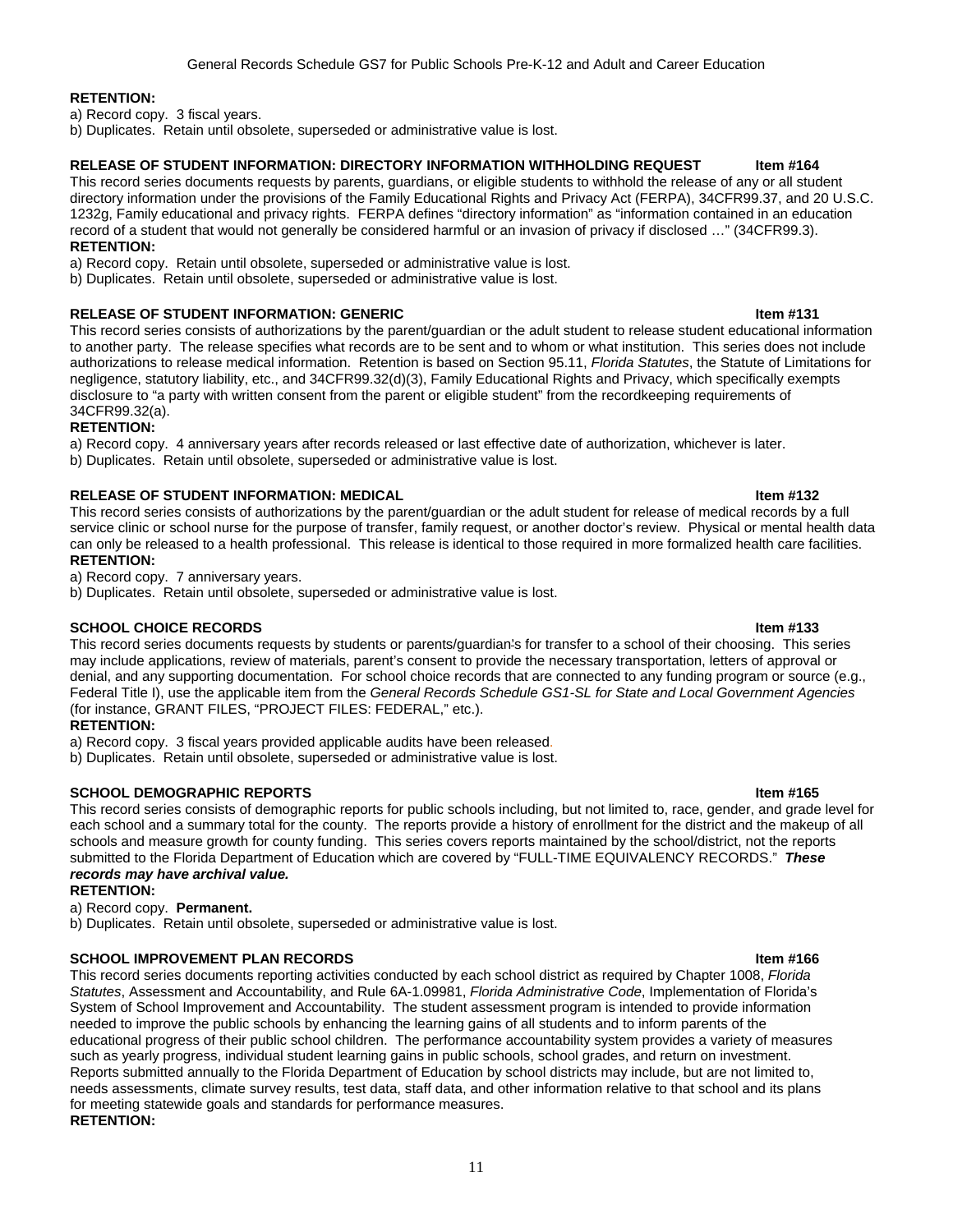**RETENTION:**

a) Record copy. 3 fiscal years.

b) Duplicates. Retain until obsolete, superseded or administrative value is lost.

**RELEASE OF STUDENT INFORMATION: DIRECTORY INFORMATION WITHHOLDING REQUEST Item #164**

This record series documents requests by parents, guardians, or eligible students to withhold the release of any or all student directory information under the provisions of the Family Educational Rights and Privacy Act (FERPA), 34CFR99.37, and 20 U.S.C. 1232g, Family educational and privacy rights. FERPA defines "directory information" as "information contained in an education record of a student that would not generally be considered harmful or an invasion of privacy if disclosed …" (34CFR99.3).

**RETENTION:**

a) Record copy. Retain until obsolete, superseded or administrative value is lost.

b) Duplicates. Retain until obsolete, superseded or administrative value is lost.

**RELEASE OF STUDENT INFORMATION: GENERIC Item #131**

This record series consists of authorizations by the parent/guardian or the adult student to release student educational information to another party. The release specifies what records are to be sent and to whom or what institution. This series does not include authorizations to release medical information. Retention is based on Section 95.11, *Florida Statutes*, the Statute of Limitations for negligence, statutory liability, etc., and 34CFR99.32(d)(3), Family Educational Rights and Privacy, which specifically exempts disclosure to "a party with written consent from the parent or eligible student" from the recordkeeping requirements of 34CFR99.32(a).

**RETENTION:**

a) Record copy. 4 anniversary years after records released or last effective date of authorization, whichever is later.

b) Duplicates. Retain until obsolete, superseded or administrative value is lost.

**RELEASE OF STUDENT INFORMATION: MEDICAL Item #132**

This record series consists of authorizations by the parent/guardian or the adult student for release of medical records by a full service clinic or school nurse for the purpose of transfer, family request, or another doctor's review. Physical or mental health data can only be released to a health professional. This release is identical to those required in more formalized health care facilities.

**RETENTION:**

a) Record copy. 7 anniversary years.

b) Duplicates. Retain until obsolete, superseded or administrative value is lost.

**SCHOOL CHOICE RECORDS Item #133**

This record series documents requests by students or parents/guardian's for transfer to a school of their choosing. This series may include applications, review of materials, parent's consent to provide the necessary transportation, letters of approval or denial, and any supporting documentation. For school choice records that are connected to any funding program or source (e.g., Federal Title I), use the applicable item from the *General Records Schedule GS1-SL for State and Local Government Agencies* (for instance, GRANT FILES, "PROJECT FILES: FEDERAL," etc.).

**RETENTION:**

a) Record copy. 3 fiscal years provided applicable audits have been released.

b) Duplicates. Retain until obsolete, superseded or administrative value is lost.

**SCHOOL DEMOGRAPHIC REPORTS Item #165**

This record series consists of demographic reports for public schools including, but not limited to, race, gender, and grade level for each school and a summary total for the county. The reports provide a history of enrollment for the district and the makeup of all schools and measure growth for county funding. This series covers reports maintained by the school/district, not the reports submitted to the Florida Department of Education which are covered by "FULL-TIME EQUIVALENCY RECORDS." ***These records may have archival value.***

**RETENTION:**

a) Record copy. **Permanent.**

b) Duplicates. Retain until obsolete, superseded or administrative value is lost.

**SCHOOL IMPROVEMENT PLAN RECORDS Item #166**

This record series documents reporting activities conducted by each school district as required by Chapter 1008, *Florida Statutes*, Assessment and Accountability, and Rule 6A-1.09981, *Florida Administrative Code*, Implementation of Florida's System of School Improvement and Accountability. The student assessment program is intended to provide information needed to improve the public schools by enhancing the learning gains of all students and to inform parents of the educational progress of their public school children. The performance accountability system provides a variety of measures such as yearly progress, individual student learning gains in public schools, school grades, and return on investment. Reports submitted annually to the Florida Department of Education by school districts may include, but are not limited to, needs assessments, climate survey results, test data, staff data, and other information relative to that school and its plans for meeting statewide goals and standards for performance measures.

**RETENTION:**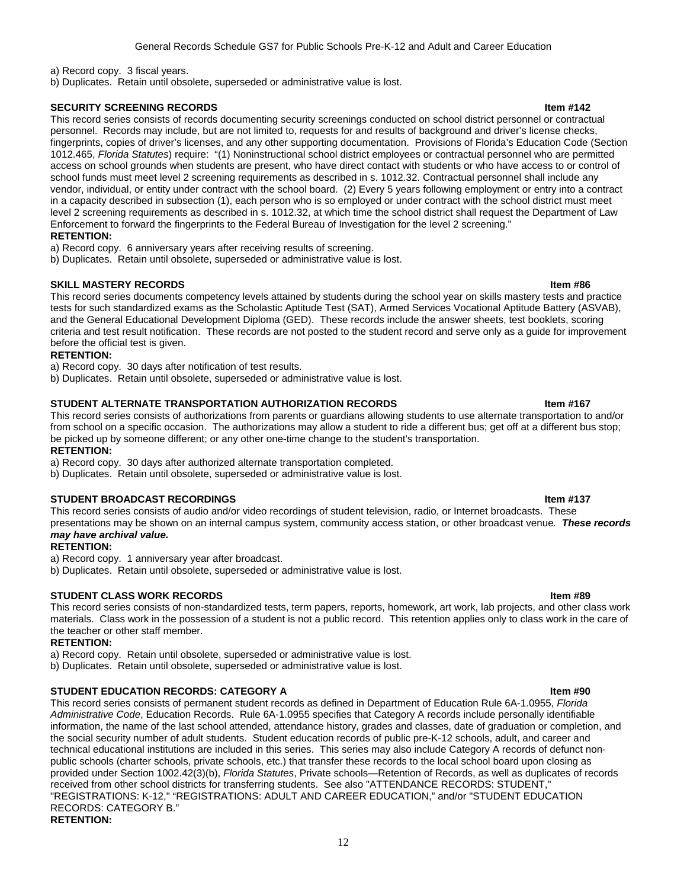a) Record copy. 3 fiscal years.
b) Duplicates. Retain until obsolete, superseded or administrative value is lost.

**SECURITY SCREENING RECORDS** **Item #142**

This record series consists of records documenting security screenings conducted on school district personnel or contractual personnel. Records may include, but are not limited to, requests for and results of background and driver's license checks, fingerprints, copies of driver's licenses, and any other supporting documentation. Provisions of Florida's Education Code (Section 1012.465, *Florida Statutes*) require: "(1) Noninstructional school district employees or contractual personnel who are permitted access on school grounds when students are present, who have direct contact with students or who have access to or control of school funds must meet level 2 screening requirements as described in s. 1012.32. Contractual personnel shall include any vendor, individual, or entity under contract with the school board. (2) Every 5 years following employment or entry into a contract in a capacity described in subsection (1), each person who is so employed or under contract with the school district must meet level 2 screening requirements as described in s. 1012.32, at which time the school district shall request the Department of Law Enforcement to forward the fingerprints to the Federal Bureau of Investigation for the level 2 screening."

**RETENTION:**

a) Record copy. 6 anniversary years after receiving results of screening.
b) Duplicates. Retain until obsolete, superseded or administrative value is lost.

**SKILL MASTERY RECORDS** **Item #86**

This record series documents competency levels attained by students during the school year on skills mastery tests and practice tests for such standardized exams as the Scholastic Aptitude Test (SAT), Armed Services Vocational Aptitude Battery (ASVAB), and the General Educational Development Diploma (GED). These records include the answer sheets, test booklets, scoring criteria and test result notification. These records are not posted to the student record and serve only as a guide for improvement before the official test is given.

**RETENTION:**

a) Record copy. 30 days after notification of test results.
b) Duplicates. Retain until obsolete, superseded or administrative value is lost.

**STUDENT ALTERNATE TRANSPORTATION AUTHORIZATION RECORDS** **Item #167**

This record series consists of authorizations from parents or guardians allowing students to use alternate transportation to and/or from school on a specific occasion. The authorizations may allow a student to ride a different bus; get off at a different bus stop; be picked up by someone different; or any other one-time change to the student's transportation.

**RETENTION:**

a) Record copy. 30 days after authorized alternate transportation completed.
b) Duplicates. Retain until obsolete, superseded or administrative value is lost.

**STUDENT BROADCAST RECORDINGS** **Item #137**

This record series consists of audio and/or video recordings of student television, radio, or Internet broadcasts. These presentations may be shown on an internal campus system, community access station, or other broadcast venue. ***These records may have archival value.***

**RETENTION:**

a) Record copy. 1 anniversary year after broadcast.
b) Duplicates. Retain until obsolete, superseded or administrative value is lost.

**STUDENT CLASS WORK RECORDS** **Item #89**

This record series consists of non-standardized tests, term papers, reports, homework, art work, lab projects, and other class work materials. Class work in the possession of a student is not a public record. This retention applies only to class work in the care of the teacher or other staff member.

**RETENTION:**

a) Record copy. Retain until obsolete, superseded or administrative value is lost.
b) Duplicates. Retain until obsolete, superseded or administrative value is lost.

**STUDENT EDUCATION RECORDS: CATEGORY A** **Item #90**

This record series consists of permanent student records as defined in Department of Education Rule 6A-1.0955, *Florida Administrative Code*, Education Records. Rule 6A-1.0955 specifies that Category A records include personally identifiable information, the name of the last school attended, attendance history, grades and classes, date of graduation or completion, and the social security number of adult students. Student education records of public pre-K-12 schools, adult, and career and technical educational institutions are included in this series. This series may also include Category A records of defunct non-public schools (charter schools, private schools, etc.) that transfer these records to the local school board upon closing as provided under Section 1002.42(3)(b), *Florida Statutes*, Private schools—Retention of Records, as well as duplicates of records received from other school districts for transferring students. See also "ATTENDANCE RECORDS: STUDENT," "REGISTRATIONS: K-12," "REGISTRATIONS: ADULT AND CAREER EDUCATION," and/or "STUDENT EDUCATION RECORDS: CATEGORY B."

**RETENTION:**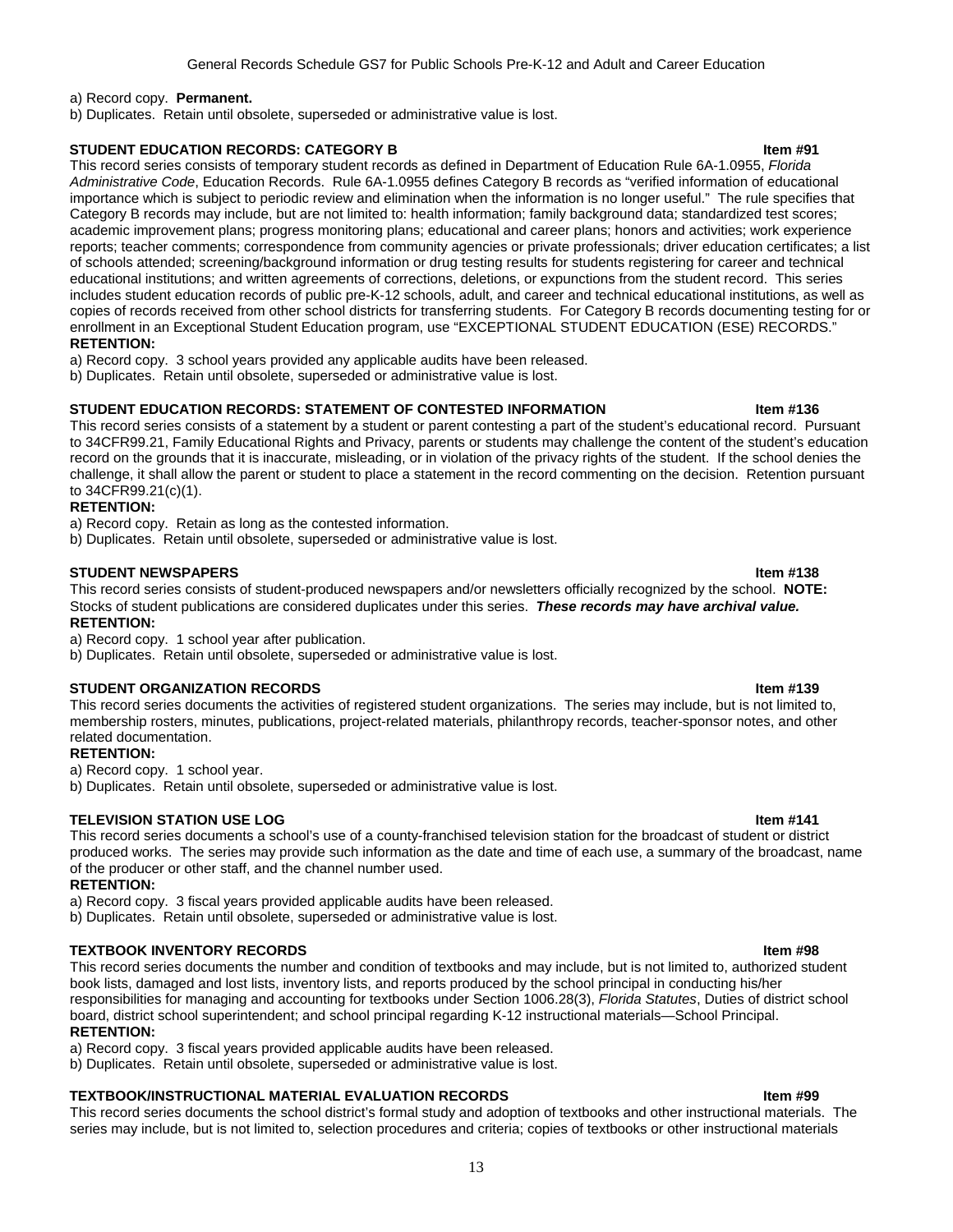a) Record copy. **Permanent.**

b) Duplicates. Retain until obsolete, superseded or administrative value is lost.

**STUDENT EDUCATION RECORDS: CATEGORY B** **Item #91**

This record series consists of temporary student records as defined in Department of Education Rule 6A-1.0955, *Florida Administrative Code*, Education Records. Rule 6A-1.0955 defines Category B records as "verified information of educational importance which is subject to periodic review and elimination when the information is no longer useful." The rule specifies that Category B records may include, but are not limited to: health information; family background data; standardized test scores; academic improvement plans; progress monitoring plans; educational and career plans; honors and activities; work experience reports; teacher comments; correspondence from community agencies or private professionals; driver education certificates; a list of schools attended; screening/background information or drug testing results for students registering for career and technical educational institutions; and written agreements of corrections, deletions, or expunctions from the student record. This series includes student education records of public pre-K-12 schools, adult, and career and technical educational institutions, as well as copies of records received from other school districts for transferring students. For Category B records documenting testing for or enrollment in an Exceptional Student Education program, use "EXCEPTIONAL STUDENT EDUCATION (ESE) RECORDS."

**RETENTION:**

a) Record copy. 3 school years provided any applicable audits have been released.

b) Duplicates. Retain until obsolete, superseded or administrative value is lost.

**STUDENT EDUCATION RECORDS: STATEMENT OF CONTESTED INFORMATION** **Item #136**

This record series consists of a statement by a student or parent contesting a part of the student's educational record. Pursuant to 34CFR99.21, Family Educational Rights and Privacy, parents or students may challenge the content of the student's education record on the grounds that it is inaccurate, misleading, or in violation of the privacy rights of the student. If the school denies the challenge, it shall allow the parent or student to place a statement in the record commenting on the decision. Retention pursuant to 34CFR99.21(c)(1).

**RETENTION:**

a) Record copy. Retain as long as the contested information.

b) Duplicates. Retain until obsolete, superseded or administrative value is lost.

**STUDENT NEWSPAPERS** **Item #138**

This record series consists of student-produced newspapers and/or newsletters officially recognized by the school. **NOTE:** Stocks of student publications are considered duplicates under this series. ***These records may have archival value.***

**RETENTION:**

a) Record copy. 1 school year after publication.

b) Duplicates. Retain until obsolete, superseded or administrative value is lost.

**STUDENT ORGANIZATION RECORDS** **Item #139**

This record series documents the activities of registered student organizations. The series may include, but is not limited to, membership rosters, minutes, publications, project-related materials, philanthropy records, teacher-sponsor notes, and other related documentation.

**RETENTION:**

a) Record copy. 1 school year.

b) Duplicates. Retain until obsolete, superseded or administrative value is lost.

**TELEVISION STATION USE LOG** **Item #141**

This record series documents a school's use of a county-franchised television station for the broadcast of student or district produced works. The series may provide such information as the date and time of each use, a summary of the broadcast, name of the producer or other staff, and the channel number used.

**RETENTION:**

a) Record copy. 3 fiscal years provided applicable audits have been released.

b) Duplicates. Retain until obsolete, superseded or administrative value is lost.

**TEXTBOOK INVENTORY RECORDS** **Item #98**

This record series documents the number and condition of textbooks and may include, but is not limited to, authorized student book lists, damaged and lost lists, inventory lists, and reports produced by the school principal in conducting his/her responsibilities for managing and accounting for textbooks under Section 1006.28(3), *Florida Statutes*, Duties of district school board, district school superintendent; and school principal regarding K-12 instructional materials—School Principal.

**RETENTION:**

a) Record copy. 3 fiscal years provided applicable audits have been released.

b) Duplicates. Retain until obsolete, superseded or administrative value is lost.

**TEXTBOOK/INSTRUCTIONAL MATERIAL EVALUATION RECORDS** **Item #99**

This record series documents the school district's formal study and adoption of textbooks and other instructional materials. The series may include, but is not limited to, selection procedures and criteria; copies of textbooks or other instructional materials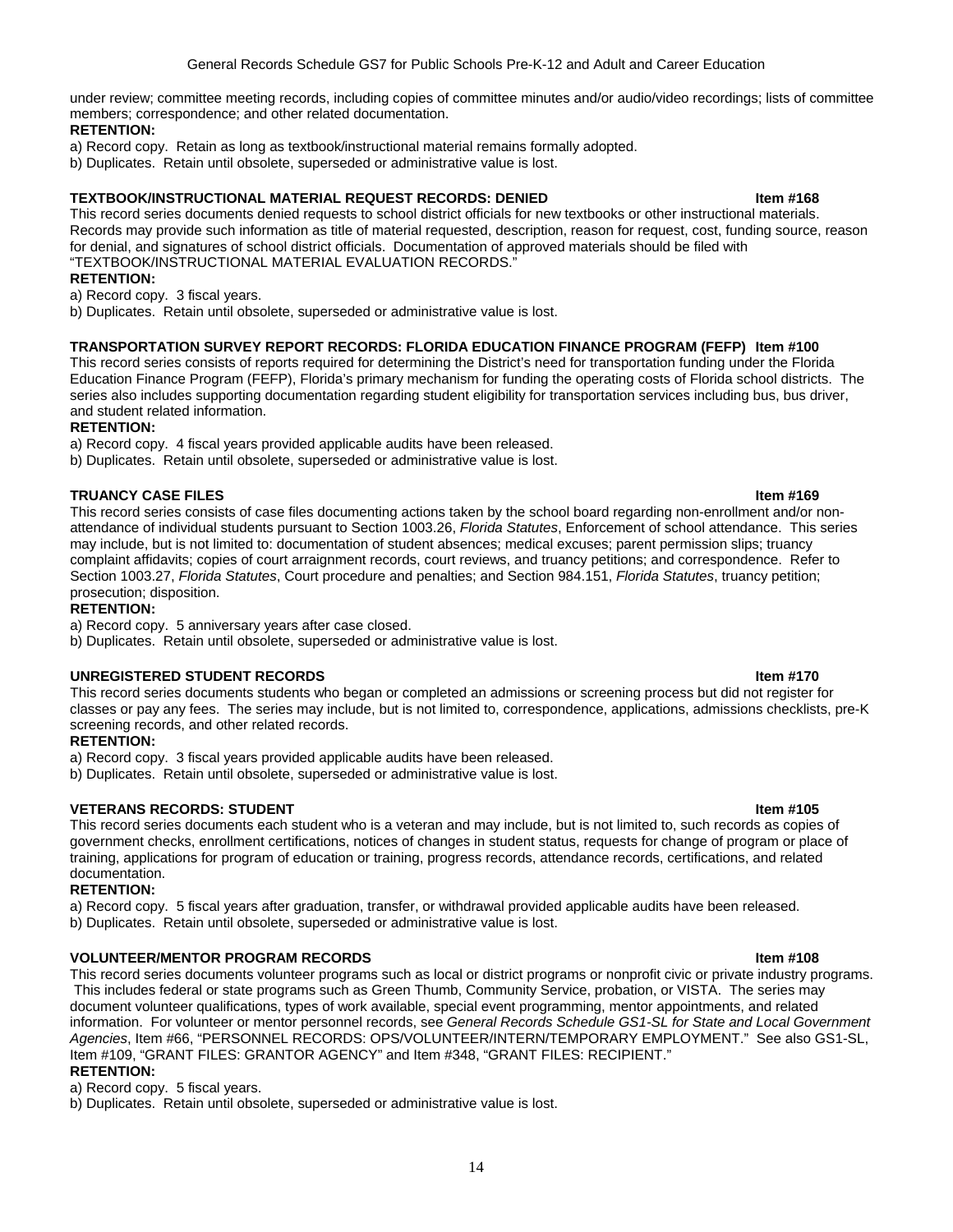under review; committee meeting records, including copies of committee minutes and/or audio/video recordings; lists of committee members; correspondence; and other related documentation.

**RETENTION:**

a) Record copy. Retain as long as textbook/instructional material remains formally adopted.

b) Duplicates. Retain until obsolete, superseded or administrative value is lost.

**TEXTBOOK/INSTRUCTIONAL MATERIAL REQUEST RECORDS: DENIED** **Item #168**

This record series documents denied requests to school district officials for new textbooks or other instructional materials. Records may provide such information as title of material requested, description, reason for request, cost, funding source, reason for denial, and signatures of school district officials. Documentation of approved materials should be filed with "TEXTBOOK/INSTRUCTIONAL MATERIAL EVALUATION RECORDS."

**RETENTION:**

a) Record copy. 3 fiscal years.

b) Duplicates. Retain until obsolete, superseded or administrative value is lost.

**TRANSPORTATION SURVEY REPORT RECORDS: FLORIDA EDUCATION FINANCE PROGRAM (FEFP)** **Item #100**

This record series consists of reports required for determining the District's need for transportation funding under the Florida Education Finance Program (FEFP), Florida's primary mechanism for funding the operating costs of Florida school districts. The series also includes supporting documentation regarding student eligibility for transportation services including bus, bus driver, and student related information.

**RETENTION:**

a) Record copy. 4 fiscal years provided applicable audits have been released.

b) Duplicates. Retain until obsolete, superseded or administrative value is lost.

**TRUANCY CASE FILES** **Item #169**

This record series consists of case files documenting actions taken by the school board regarding non-enrollment and/or non-attendance of individual students pursuant to Section 1003.26, *Florida Statutes*, Enforcement of school attendance. This series may include, but is not limited to: documentation of student absences; medical excuses; parent permission slips; truancy complaint affidavits; copies of court arraignment records, court reviews, and truancy petitions; and correspondence. Refer to Section 1003.27, *Florida Statutes*, Court procedure and penalties; and Section 984.151, *Florida Statutes*, truancy petition; prosecution; disposition.

**RETENTION:**

a) Record copy. 5 anniversary years after case closed.

b) Duplicates. Retain until obsolete, superseded or administrative value is lost.

**UNREGISTERED STUDENT RECORDS** **Item #170**

This record series documents students who began or completed an admissions or screening process but did not register for classes or pay any fees. The series may include, but is not limited to, correspondence, applications, admissions checklists, pre-K screening records, and other related records.

**RETENTION:**

a) Record copy. 3 fiscal years provided applicable audits have been released.

b) Duplicates. Retain until obsolete, superseded or administrative value is lost.

**VETERANS RECORDS: STUDENT** **Item #105**

This record series documents each student who is a veteran and may include, but is not limited to, such records as copies of government checks, enrollment certifications, notices of changes in student status, requests for change of program or place of training, applications for program of education or training, progress records, attendance records, certifications, and related documentation.

**RETENTION:**

a) Record copy. 5 fiscal years after graduation, transfer, or withdrawal provided applicable audits have been released.

b) Duplicates. Retain until obsolete, superseded or administrative value is lost.

**VOLUNTEER/MENTOR PROGRAM RECORDS** **Item #108**

This record series documents volunteer programs such as local or district programs or nonprofit civic or private industry programs. This includes federal or state programs such as Green Thumb, Community Service, probation, or VISTA. The series may document volunteer qualifications, types of work available, special event programming, mentor appointments, and related information. For volunteer or mentor personnel records, see *General Records Schedule GS1-SL for State and Local Government Agencies*, Item #66, "PERSONNEL RECORDS: OPS/VOLUNTEER/INTERN/TEMPORARY EMPLOYMENT." See also GS1-SL, Item #109, "GRANT FILES: GRANTOR AGENCY" and Item #348, "GRANT FILES: RECIPIENT."

**RETENTION:**

a) Record copy. 5 fiscal years.

b) Duplicates. Retain until obsolete, superseded or administrative value is lost.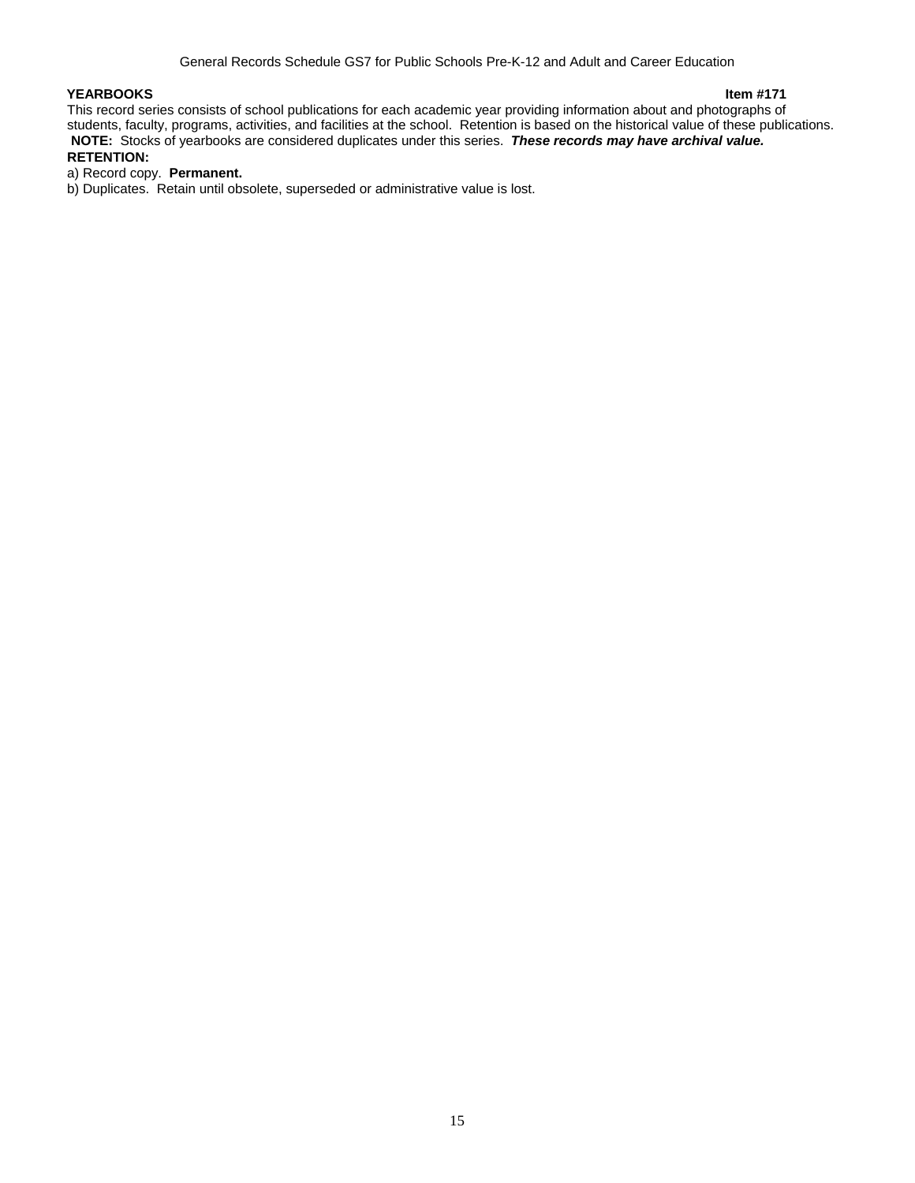**YEARBOOKS** **Item #171**

This record series consists of school publications for each academic year providing information about and photographs of students, faculty, programs, activities, and facilities at the school. Retention is based on the historical value of these publications. **NOTE:** Stocks of yearbooks are considered duplicates under this series. ***These records may have archival value.***

**RETENTION:**

a) Record copy. **Permanent.**

b) Duplicates. Retain until obsolete, superseded or administrative value is lost.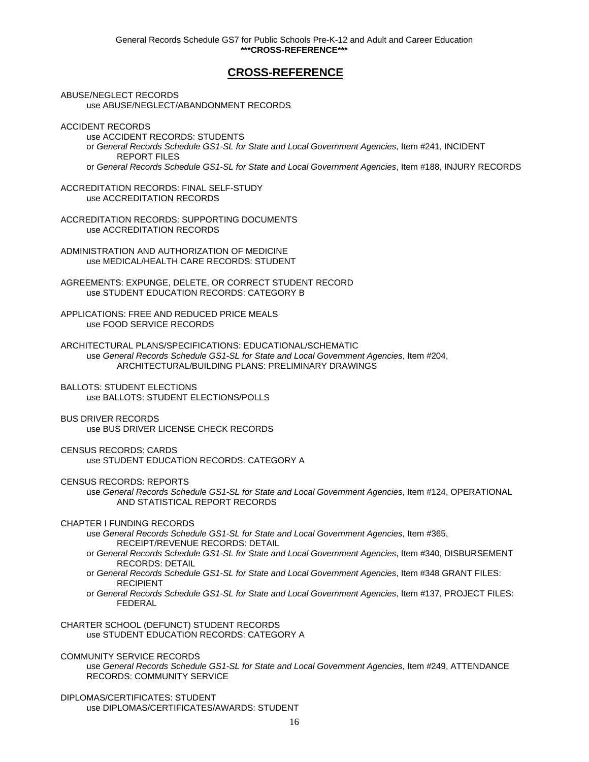## CROSS-REFERENCE

ABUSE/NEGLECT RECORDS
  use ABUSE/NEGLECT/ABANDONMENT RECORDS

ACCIDENT RECORDS
  use ACCIDENT RECORDS: STUDENTS
  or *General Records Schedule GS1-SL for State and Local Government Agencies*, Item #241, INCIDENT REPORT FILES
  or *General Records Schedule GS1-SL for State and Local Government Agencies*, Item #188, INJURY RECORDS

ACCREDITATION RECORDS: FINAL SELF-STUDY
  use ACCREDITATION RECORDS

ACCREDITATION RECORDS: SUPPORTING DOCUMENTS
  use ACCREDITATION RECORDS

ADMINISTRATION AND AUTHORIZATION OF MEDICINE
  use MEDICAL/HEALTH CARE RECORDS: STUDENT

AGREEMENTS: EXPUNGE, DELETE, OR CORRECT STUDENT RECORD
  use STUDENT EDUCATION RECORDS: CATEGORY B

APPLICATIONS: FREE AND REDUCED PRICE MEALS
  use FOOD SERVICE RECORDS

ARCHITECTURAL PLANS/SPECIFICATIONS: EDUCATIONAL/SCHEMATIC
  use *General Records Schedule GS1-SL for State and Local Government Agencies*, Item #204, ARCHITECTURAL/BUILDING PLANS: PRELIMINARY DRAWINGS

BALLOTS: STUDENT ELECTIONS
  use BALLOTS: STUDENT ELECTIONS/POLLS

BUS DRIVER RECORDS
  use BUS DRIVER LICENSE CHECK RECORDS

CENSUS RECORDS: CARDS
  use STUDENT EDUCATION RECORDS: CATEGORY A

CENSUS RECORDS: REPORTS
  use *General Records Schedule GS1-SL for State and Local Government Agencies*, Item #124, OPERATIONAL AND STATISTICAL REPORT RECORDS

CHAPTER I FUNDING RECORDS
  use *General Records Schedule GS1-SL for State and Local Government Agencies*, Item #365, RECEIPT/REVENUE RECORDS: DETAIL
  or *General Records Schedule GS1-SL for State and Local Government Agencies*, Item #340, DISBURSEMENT RECORDS: DETAIL
  or *General Records Schedule GS1-SL for State and Local Government Agencies*, Item #348 GRANT FILES: RECIPIENT
  or *General Records Schedule GS1-SL for State and Local Government Agencies*, Item #137, PROJECT FILES: FEDERAL

CHARTER SCHOOL (DEFUNCT) STUDENT RECORDS
  use STUDENT EDUCATION RECORDS: CATEGORY A

COMMUNITY SERVICE RECORDS
  use *General Records Schedule GS1-SL for State and Local Government Agencies*, Item #249, ATTENDANCE RECORDS: COMMUNITY SERVICE

DIPLOMAS/CERTIFICATES: STUDENT
  use DIPLOMAS/CERTIFICATES/AWARDS: STUDENT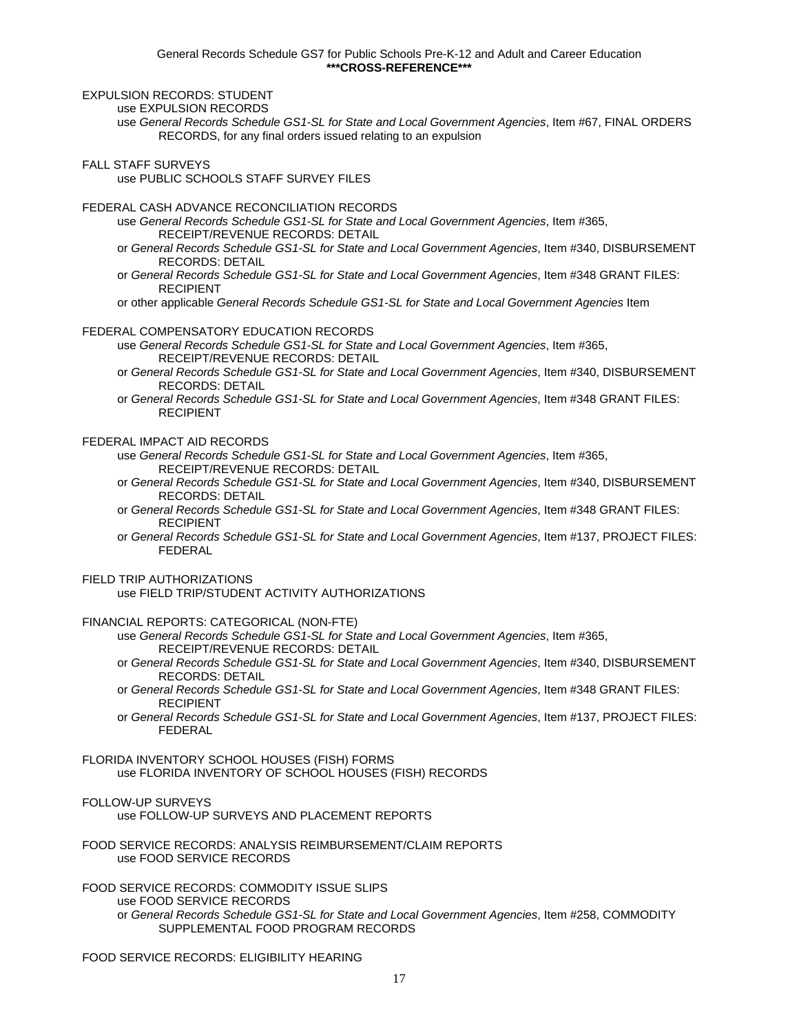EXPULSION RECORDS: STUDENT

use EXPULSION RECORDS

use *General Records Schedule GS1-SL for State and Local Government Agencies*, Item #67, FINAL ORDERS RECORDS, for any final orders issued relating to an expulsion

FALL STAFF SURVEYS

use PUBLIC SCHOOLS STAFF SURVEY FILES

FEDERAL CASH ADVANCE RECONCILIATION RECORDS

use *General Records Schedule GS1-SL for State and Local Government Agencies*, Item #365, RECEIPT/REVENUE RECORDS: DETAIL

or *General Records Schedule GS1-SL for State and Local Government Agencies*, Item #340, DISBURSEMENT RECORDS: DETAIL

or *General Records Schedule GS1-SL for State and Local Government Agencies*, Item #348 GRANT FILES: RECIPIENT

or other applicable *General Records Schedule GS1-SL for State and Local Government Agencies* Item

FEDERAL COMPENSATORY EDUCATION RECORDS

use *General Records Schedule GS1-SL for State and Local Government Agencies*, Item #365, RECEIPT/REVENUE RECORDS: DETAIL

or *General Records Schedule GS1-SL for State and Local Government Agencies*, Item #340, DISBURSEMENT RECORDS: DETAIL

or *General Records Schedule GS1-SL for State and Local Government Agencies*, Item #348 GRANT FILES: RECIPIENT

FEDERAL IMPACT AID RECORDS

use *General Records Schedule GS1-SL for State and Local Government Agencies*, Item #365, RECEIPT/REVENUE RECORDS: DETAIL

or *General Records Schedule GS1-SL for State and Local Government Agencies*, Item #340, DISBURSEMENT RECORDS: DETAIL

or *General Records Schedule GS1-SL for State and Local Government Agencies*, Item #348 GRANT FILES: RECIPIENT

or *General Records Schedule GS1-SL for State and Local Government Agencies*, Item #137, PROJECT FILES: FEDERAL

FIELD TRIP AUTHORIZATIONS

use FIELD TRIP/STUDENT ACTIVITY AUTHORIZATIONS

FINANCIAL REPORTS: CATEGORICAL (NON-FTE)

use *General Records Schedule GS1-SL for State and Local Government Agencies*, Item #365, RECEIPT/REVENUE RECORDS: DETAIL

or *General Records Schedule GS1-SL for State and Local Government Agencies*, Item #340, DISBURSEMENT RECORDS: DETAIL

or *General Records Schedule GS1-SL for State and Local Government Agencies*, Item #348 GRANT FILES: RECIPIENT

or *General Records Schedule GS1-SL for State and Local Government Agencies*, Item #137, PROJECT FILES: FEDERAL

FLORIDA INVENTORY SCHOOL HOUSES (FISH) FORMS

use FLORIDA INVENTORY OF SCHOOL HOUSES (FISH) RECORDS

FOLLOW-UP SURVEYS

use FOLLOW-UP SURVEYS AND PLACEMENT REPORTS

FOOD SERVICE RECORDS: ANALYSIS REIMBURSEMENT/CLAIM REPORTS

use FOOD SERVICE RECORDS

FOOD SERVICE RECORDS: COMMODITY ISSUE SLIPS

use FOOD SERVICE RECORDS

or *General Records Schedule GS1-SL for State and Local Government Agencies*, Item #258, COMMODITY SUPPLEMENTAL FOOD PROGRAM RECORDS

FOOD SERVICE RECORDS: ELIGIBILITY HEARING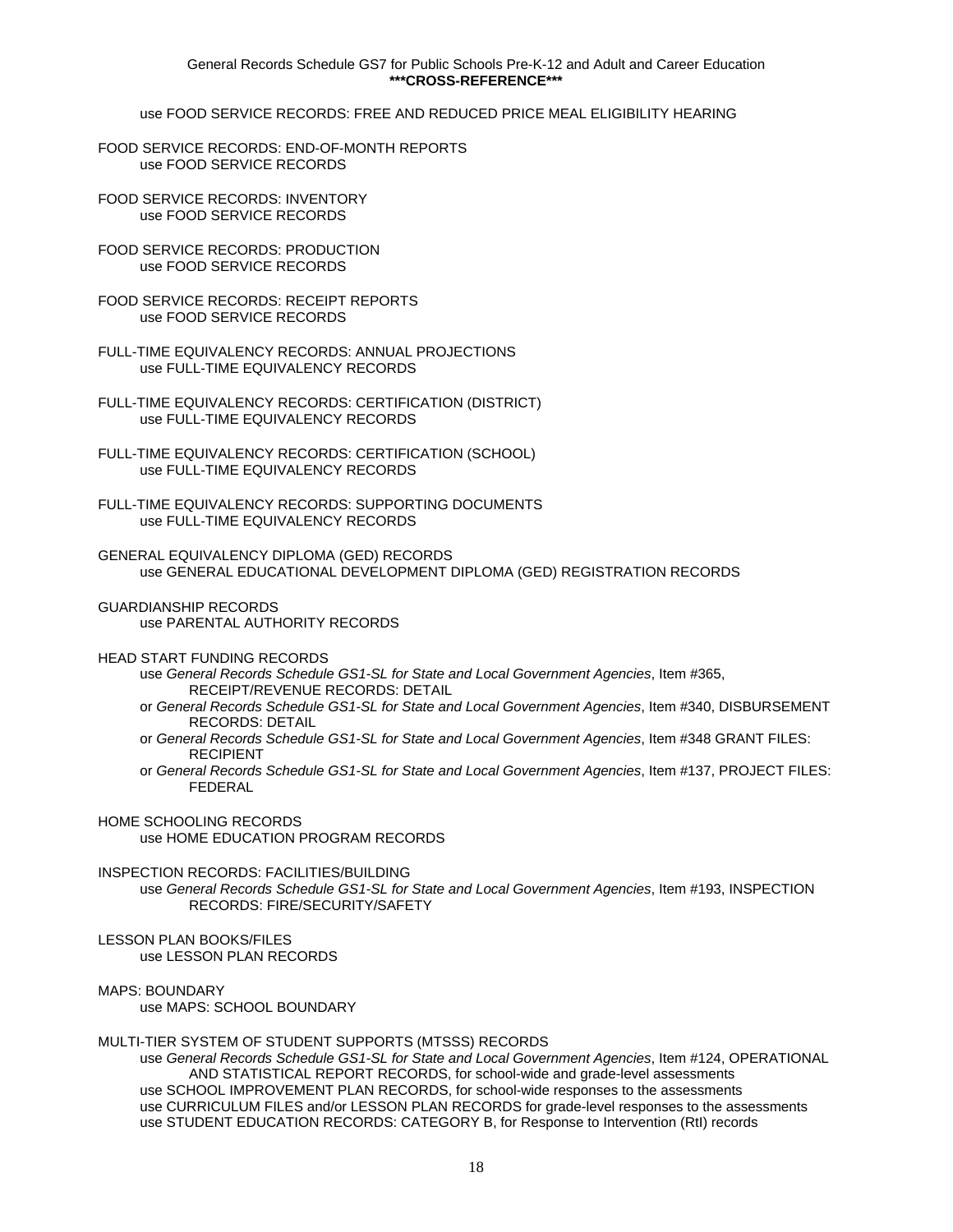use FOOD SERVICE RECORDS: FREE AND REDUCED PRICE MEAL ELIGIBILITY HEARING

FOOD SERVICE RECORDS: END-OF-MONTH REPORTS
use FOOD SERVICE RECORDS

FOOD SERVICE RECORDS: INVENTORY
use FOOD SERVICE RECORDS

FOOD SERVICE RECORDS: PRODUCTION
use FOOD SERVICE RECORDS

FOOD SERVICE RECORDS: RECEIPT REPORTS
use FOOD SERVICE RECORDS

FULL-TIME EQUIVALENCY RECORDS: ANNUAL PROJECTIONS
use FULL-TIME EQUIVALENCY RECORDS

FULL-TIME EQUIVALENCY RECORDS: CERTIFICATION (DISTRICT)
use FULL-TIME EQUIVALENCY RECORDS

FULL-TIME EQUIVALENCY RECORDS: CERTIFICATION (SCHOOL)
use FULL-TIME EQUIVALENCY RECORDS

FULL-TIME EQUIVALENCY RECORDS: SUPPORTING DOCUMENTS
use FULL-TIME EQUIVALENCY RECORDS

GENERAL EQUIVALENCY DIPLOMA (GED) RECORDS
use GENERAL EDUCATIONAL DEVELOPMENT DIPLOMA (GED) REGISTRATION RECORDS

GUARDIANSHIP RECORDS
use PARENTAL AUTHORITY RECORDS

HEAD START FUNDING RECORDS
use *General Records Schedule GS1-SL for State and Local Government Agencies*, Item #365, RECEIPT/REVENUE RECORDS: DETAIL
or *General Records Schedule GS1-SL for State and Local Government Agencies*, Item #340, DISBURSEMENT RECORDS: DETAIL
or *General Records Schedule GS1-SL for State and Local Government Agencies*, Item #348 GRANT FILES: RECIPIENT
or *General Records Schedule GS1-SL for State and Local Government Agencies*, Item #137, PROJECT FILES: FEDERAL

HOME SCHOOLING RECORDS
use HOME EDUCATION PROGRAM RECORDS

INSPECTION RECORDS: FACILITIES/BUILDING
use *General Records Schedule GS1-SL for State and Local Government Agencies*, Item #193, INSPECTION RECORDS: FIRE/SECURITY/SAFETY

LESSON PLAN BOOKS/FILES
use LESSON PLAN RECORDS

MAPS: BOUNDARY
use MAPS: SCHOOL BOUNDARY

MULTI-TIER SYSTEM OF STUDENT SUPPORTS (MTSSS) RECORDS
use *General Records Schedule GS1-SL for State and Local Government Agencies*, Item #124, OPERATIONAL AND STATISTICAL REPORT RECORDS, for school-wide and grade-level assessments
use SCHOOL IMPROVEMENT PLAN RECORDS, for school-wide responses to the assessments
use CURRICULUM FILES and/or LESSON PLAN RECORDS for grade-level responses to the assessments
use STUDENT EDUCATION RECORDS: CATEGORY B, for Response to Intervention (RtI) records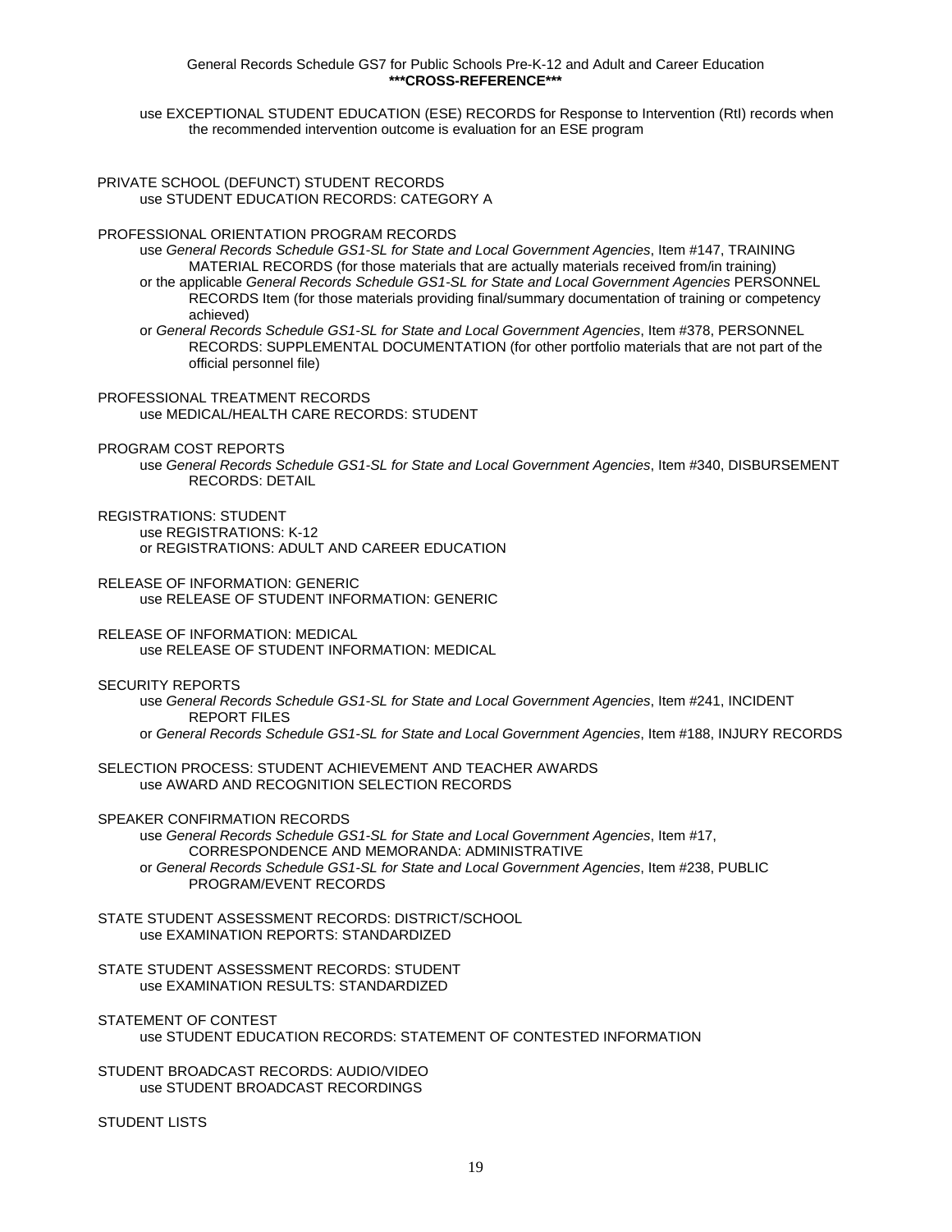use EXCEPTIONAL STUDENT EDUCATION (ESE) RECORDS for Response to Intervention (RtI) records when the recommended intervention outcome is evaluation for an ESE program

PRIVATE SCHOOL (DEFUNCT) STUDENT RECORDS
use STUDENT EDUCATION RECORDS: CATEGORY A

PROFESSIONAL ORIENTATION PROGRAM RECORDS
use *General Records Schedule GS1-SL for State and Local Government Agencies*, Item #147, TRAINING MATERIAL RECORDS (for those materials that are actually materials received from/in training)
or the applicable *General Records Schedule GS1-SL for State and Local Government Agencies* PERSONNEL RECORDS Item (for those materials providing final/summary documentation of training or competency achieved)
or *General Records Schedule GS1-SL for State and Local Government Agencies*, Item #378, PERSONNEL RECORDS: SUPPLEMENTAL DOCUMENTATION (for other portfolio materials that are not part of the official personnel file)

PROFESSIONAL TREATMENT RECORDS
use MEDICAL/HEALTH CARE RECORDS: STUDENT

PROGRAM COST REPORTS
use *General Records Schedule GS1-SL for State and Local Government Agencies*, Item #340, DISBURSEMENT RECORDS: DETAIL

REGISTRATIONS: STUDENT
use REGISTRATIONS: K-12
or REGISTRATIONS: ADULT AND CAREER EDUCATION

RELEASE OF INFORMATION: GENERIC
use RELEASE OF STUDENT INFORMATION: GENERIC

RELEASE OF INFORMATION: MEDICAL
use RELEASE OF STUDENT INFORMATION: MEDICAL

SECURITY REPORTS
use *General Records Schedule GS1-SL for State and Local Government Agencies*, Item #241, INCIDENT REPORT FILES
or *General Records Schedule GS1-SL for State and Local Government Agencies*, Item #188, INJURY RECORDS

SELECTION PROCESS: STUDENT ACHIEVEMENT AND TEACHER AWARDS
use AWARD AND RECOGNITION SELECTION RECORDS

SPEAKER CONFIRMATION RECORDS
use *General Records Schedule GS1-SL for State and Local Government Agencies*, Item #17, CORRESPONDENCE AND MEMORANDA: ADMINISTRATIVE
or *General Records Schedule GS1-SL for State and Local Government Agencies*, Item #238, PUBLIC PROGRAM/EVENT RECORDS

STATE STUDENT ASSESSMENT RECORDS: DISTRICT/SCHOOL
use EXAMINATION REPORTS: STANDARDIZED

STATE STUDENT ASSESSMENT RECORDS: STUDENT
use EXAMINATION RESULTS: STANDARDIZED

STATEMENT OF CONTEST
use STUDENT EDUCATION RECORDS: STATEMENT OF CONTESTED INFORMATION

STUDENT BROADCAST RECORDS: AUDIO/VIDEO
use STUDENT BROADCAST RECORDINGS

STUDENT LISTS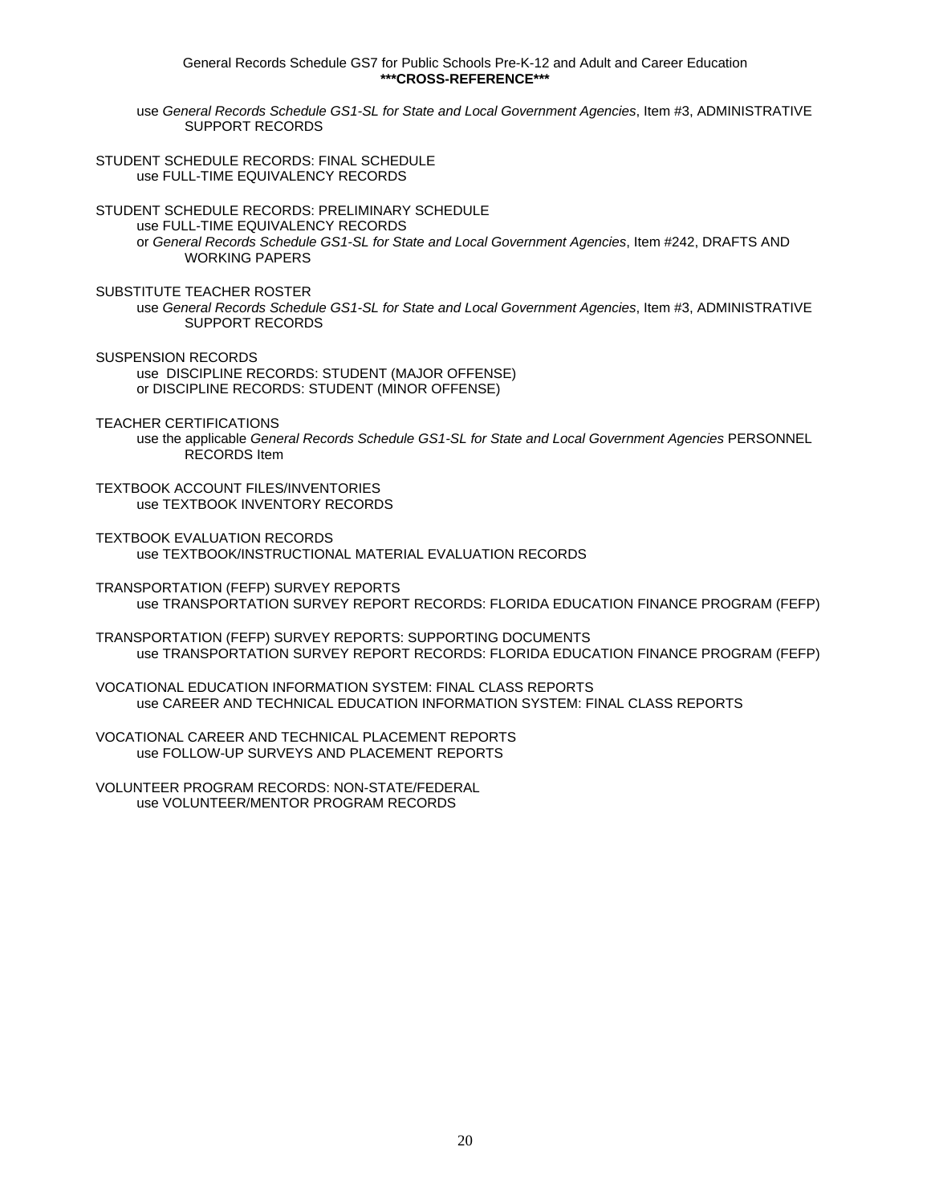use *General Records Schedule GS1-SL for State and Local Government Agencies*, Item #3, ADMINISTRATIVE SUPPORT RECORDS

STUDENT SCHEDULE RECORDS: FINAL SCHEDULE
use FULL-TIME EQUIVALENCY RECORDS

STUDENT SCHEDULE RECORDS: PRELIMINARY SCHEDULE
use FULL-TIME EQUIVALENCY RECORDS
or *General Records Schedule GS1-SL for State and Local Government Agencies*, Item #242, DRAFTS AND WORKING PAPERS

SUBSTITUTE TEACHER ROSTER
use *General Records Schedule GS1-SL for State and Local Government Agencies*, Item #3, ADMINISTRATIVE SUPPORT RECORDS

SUSPENSION RECORDS
use DISCIPLINE RECORDS: STUDENT (MAJOR OFFENSE)
or DISCIPLINE RECORDS: STUDENT (MINOR OFFENSE)

TEACHER CERTIFICATIONS
use the applicable *General Records Schedule GS1-SL for State and Local Government Agencies* PERSONNEL RECORDS Item

TEXTBOOK ACCOUNT FILES/INVENTORIES
use TEXTBOOK INVENTORY RECORDS

TEXTBOOK EVALUATION RECORDS
use TEXTBOOK/INSTRUCTIONAL MATERIAL EVALUATION RECORDS

TRANSPORTATION (FEFP) SURVEY REPORTS
use TRANSPORTATION SURVEY REPORT RECORDS: FLORIDA EDUCATION FINANCE PROGRAM (FEFP)

TRANSPORTATION (FEFP) SURVEY REPORTS: SUPPORTING DOCUMENTS
use TRANSPORTATION SURVEY REPORT RECORDS: FLORIDA EDUCATION FINANCE PROGRAM (FEFP)

VOCATIONAL EDUCATION INFORMATION SYSTEM: FINAL CLASS REPORTS
use CAREER AND TECHNICAL EDUCATION INFORMATION SYSTEM: FINAL CLASS REPORTS

VOCATIONAL CAREER AND TECHNICAL PLACEMENT REPORTS
use FOLLOW-UP SURVEYS AND PLACEMENT REPORTS

VOLUNTEER PROGRAM RECORDS: NON-STATE/FEDERAL
use VOLUNTEER/MENTOR PROGRAM RECORDS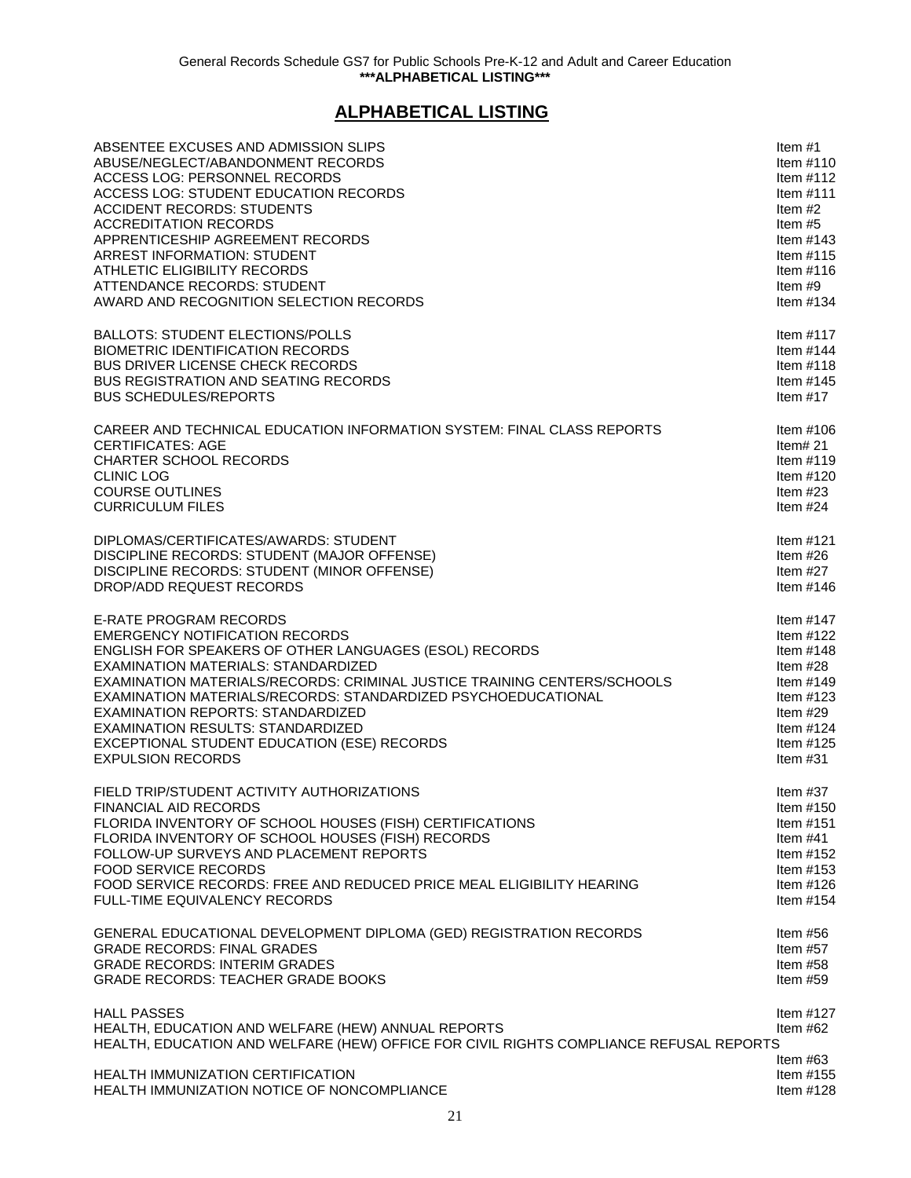## ALPHABETICAL LISTING

| | |
|---|---|
| ABSENTEE EXCUSES AND ADMISSION SLIPS | Item #1 |
| ABUSE/NEGLECT/ABANDONMENT RECORDS | Item #110 |
| ACCESS LOG: PERSONNEL RECORDS | Item #112 |
| ACCESS LOG: STUDENT EDUCATION RECORDS | Item #111 |
| ACCIDENT RECORDS: STUDENTS | Item #2 |
| ACCREDITATION RECORDS | Item #5 |
| APPRENTICESHIP AGREEMENT RECORDS | Item #143 |
| ARREST INFORMATION: STUDENT | Item #115 |
| ATHLETIC ELIGIBILITY RECORDS | Item #116 |
| ATTENDANCE RECORDS: STUDENT | Item #9 |
| AWARD AND RECOGNITION SELECTION RECORDS | Item #134 |
| | |
| BALLOTS: STUDENT ELECTIONS/POLLS | Item #117 |
| BIOMETRIC IDENTIFICATION RECORDS | Item #144 |
| BUS DRIVER LICENSE CHECK RECORDS | Item #118 |
| BUS REGISTRATION AND SEATING RECORDS | Item #145 |
| BUS SCHEDULES/REPORTS | Item #17 |
| | |
| CAREER AND TECHNICAL EDUCATION INFORMATION SYSTEM: FINAL CLASS REPORTS | Item #106 |
| CERTIFICATES: AGE | Item# 21 |
| CHARTER SCHOOL RECORDS | Item #119 |
| CLINIC LOG | Item #120 |
| COURSE OUTLINES | Item #23 |
| CURRICULUM FILES | Item #24 |
| | |
| DIPLOMAS/CERTIFICATES/AWARDS: STUDENT | Item #121 |
| DISCIPLINE RECORDS: STUDENT (MAJOR OFFENSE) | Item #26 |
| DISCIPLINE RECORDS: STUDENT (MINOR OFFENSE) | Item #27 |
| DROP/ADD REQUEST RECORDS | Item #146 |
| | |
| E-RATE PROGRAM RECORDS | Item #147 |
| EMERGENCY NOTIFICATION RECORDS | Item #122 |
| ENGLISH FOR SPEAKERS OF OTHER LANGUAGES (ESOL) RECORDS | Item #148 |
| EXAMINATION MATERIALS: STANDARDIZED | Item #28 |
| EXAMINATION MATERIALS/RECORDS: CRIMINAL JUSTICE TRAINING CENTERS/SCHOOLS | Item #149 |
| EXAMINATION MATERIALS/RECORDS: STANDARDIZED PSYCHOEDUCATIONAL | Item #123 |
| EXAMINATION REPORTS: STANDARDIZED | Item #29 |
| EXAMINATION RESULTS: STANDARDIZED | Item #124 |
| EXCEPTIONAL STUDENT EDUCATION (ESE) RECORDS | Item #125 |
| EXPULSION RECORDS | Item #31 |
| | |
| FIELD TRIP/STUDENT ACTIVITY AUTHORIZATIONS | Item #37 |
| FINANCIAL AID RECORDS | Item #150 |
| FLORIDA INVENTORY OF SCHOOL HOUSES (FISH) CERTIFICATIONS | Item #151 |
| FLORIDA INVENTORY OF SCHOOL HOUSES (FISH) RECORDS | Item #41 |
| FOLLOW-UP SURVEYS AND PLACEMENT REPORTS | Item #152 |
| FOOD SERVICE RECORDS | Item #153 |
| FOOD SERVICE RECORDS: FREE AND REDUCED PRICE MEAL ELIGIBILITY HEARING | Item #126 |
| FULL-TIME EQUIVALENCY RECORDS | Item #154 |
| | |
| GENERAL EDUCATIONAL DEVELOPMENT DIPLOMA (GED) REGISTRATION RECORDS | Item #56 |
| GRADE RECORDS: FINAL GRADES | Item #57 |
| GRADE RECORDS: INTERIM GRADES | Item #58 |
| GRADE RECORDS: TEACHER GRADE BOOKS | Item #59 |
| | |
| HALL PASSES | Item #127 |
| HEALTH, EDUCATION AND WELFARE (HEW) ANNUAL REPORTS | Item #62 |
| HEALTH, EDUCATION AND WELFARE (HEW) OFFICE FOR CIVIL RIGHTS COMPLIANCE REFUSAL REPORTS | Item #63 |
| HEALTH IMMUNIZATION CERTIFICATION | Item #155 |
| HEALTH IMMUNIZATION NOTICE OF NONCOMPLIANCE | Item #128 |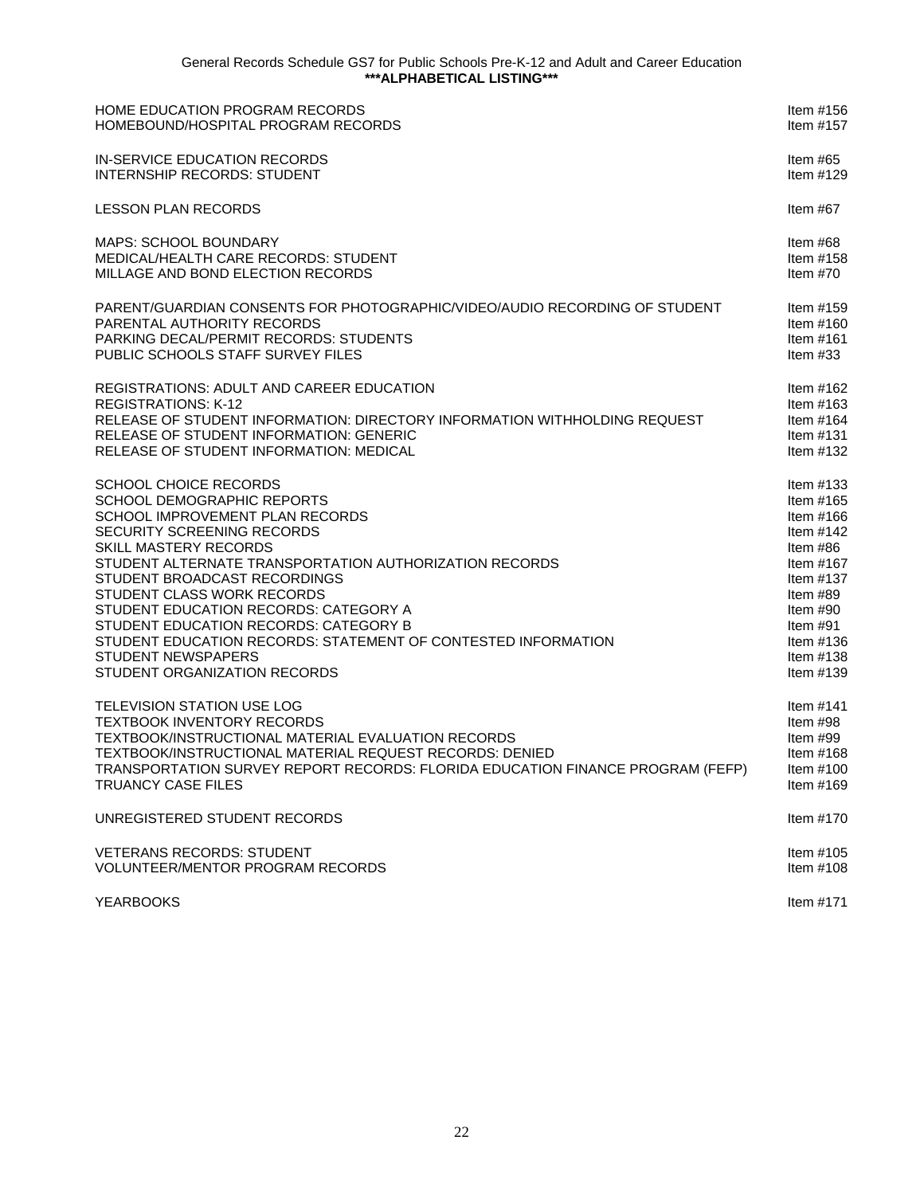| | |
|---|---|
| HOME EDUCATION PROGRAM RECORDS | Item #156 |
| HOMEBOUND/HOSPITAL PROGRAM RECORDS | Item #157 |
| | |
| IN-SERVICE EDUCATION RECORDS | Item #65 |
| INTERNSHIP RECORDS: STUDENT | Item #129 |
| | |
| LESSON PLAN RECORDS | Item #67 |
| | |
| MAPS: SCHOOL BOUNDARY | Item #68 |
| MEDICAL/HEALTH CARE RECORDS: STUDENT | Item #158 |
| MILLAGE AND BOND ELECTION RECORDS | Item #70 |
| | |
| PARENT/GUARDIAN CONSENTS FOR PHOTOGRAPHIC/VIDEO/AUDIO RECORDING OF STUDENT | Item #159 |
| PARENTAL AUTHORITY RECORDS | Item #160 |
| PARKING DECAL/PERMIT RECORDS: STUDENTS | Item #161 |
| PUBLIC SCHOOLS STAFF SURVEY FILES | Item #33 |
| | |
| REGISTRATIONS: ADULT AND CAREER EDUCATION | Item #162 |
| REGISTRATIONS: K-12 | Item #163 |
| RELEASE OF STUDENT INFORMATION: DIRECTORY INFORMATION WITHHOLDING REQUEST | Item #164 |
| RELEASE OF STUDENT INFORMATION: GENERIC | Item #131 |
| RELEASE OF STUDENT INFORMATION: MEDICAL | Item #132 |
| | |
| SCHOOL CHOICE RECORDS | Item #133 |
| SCHOOL DEMOGRAPHIC REPORTS | Item #165 |
| SCHOOL IMPROVEMENT PLAN RECORDS | Item #166 |
| SECURITY SCREENING RECORDS | Item #142 |
| SKILL MASTERY RECORDS | Item #86 |
| STUDENT ALTERNATE TRANSPORTATION AUTHORIZATION RECORDS | Item #167 |
| STUDENT BROADCAST RECORDINGS | Item #137 |
| STUDENT CLASS WORK RECORDS | Item #89 |
| STUDENT EDUCATION RECORDS: CATEGORY A | Item #90 |
| STUDENT EDUCATION RECORDS: CATEGORY B | Item #91 |
| STUDENT EDUCATION RECORDS: STATEMENT OF CONTESTED INFORMATION | Item #136 |
| STUDENT NEWSPAPERS | Item #138 |
| STUDENT ORGANIZATION RECORDS | Item #139 |
| | |
| TELEVISION STATION USE LOG | Item #141 |
| TEXTBOOK INVENTORY RECORDS | Item #98 |
| TEXTBOOK/INSTRUCTIONAL MATERIAL EVALUATION RECORDS | Item #99 |
| TEXTBOOK/INSTRUCTIONAL MATERIAL REQUEST RECORDS: DENIED | Item #168 |
| TRANSPORTATION SURVEY REPORT RECORDS: FLORIDA EDUCATION FINANCE PROGRAM (FEFP) | Item #100 |
| TRUANCY CASE FILES | Item #169 |
| | |
| UNREGISTERED STUDENT RECORDS | Item #170 |
| | |
| VETERANS RECORDS: STUDENT | Item #105 |
| VOLUNTEER/MENTOR PROGRAM RECORDS | Item #108 |
| | |
| YEARBOOKS | Item #171 |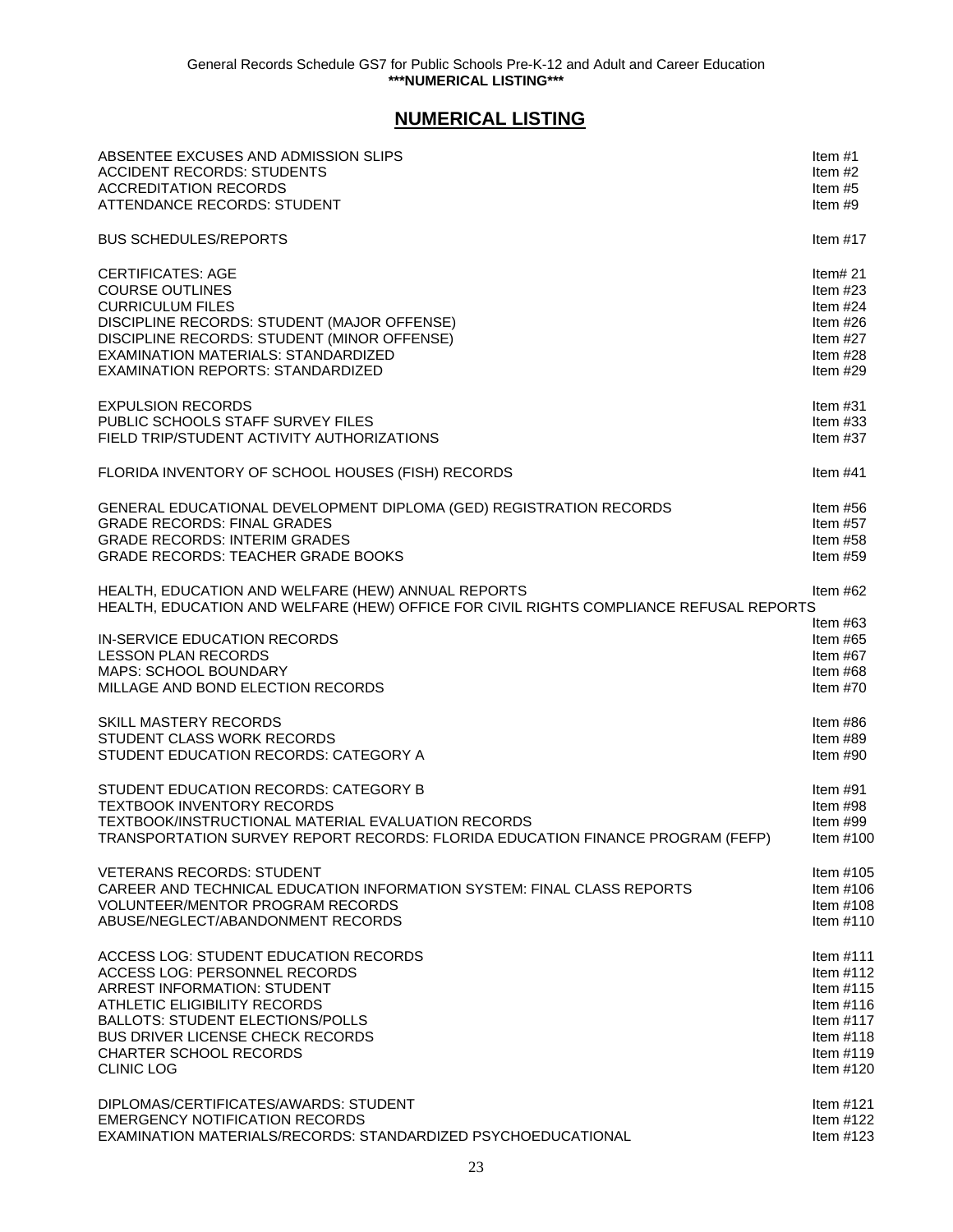## NUMERICAL LISTING

| | |
|---|---|
| ABSENTEE EXCUSES AND ADMISSION SLIPS | Item #1 |
| ACCIDENT RECORDS: STUDENTS | Item #2 |
| ACCREDITATION RECORDS | Item #5 |
| ATTENDANCE RECORDS: STUDENT | Item #9 |
| BUS SCHEDULES/REPORTS | Item #17 |
| CERTIFICATES: AGE | Item# 21 |
| COURSE OUTLINES | Item #23 |
| CURRICULUM FILES | Item #24 |
| DISCIPLINE RECORDS: STUDENT (MAJOR OFFENSE) | Item #26 |
| DISCIPLINE RECORDS: STUDENT (MINOR OFFENSE) | Item #27 |
| EXAMINATION MATERIALS: STANDARDIZED | Item #28 |
| EXAMINATION REPORTS: STANDARDIZED | Item #29 |
| EXPULSION RECORDS | Item #31 |
| PUBLIC SCHOOLS STAFF SURVEY FILES | Item #33 |
| FIELD TRIP/STUDENT ACTIVITY AUTHORIZATIONS | Item #37 |
| FLORIDA INVENTORY OF SCHOOL HOUSES (FISH) RECORDS | Item #41 |
| GENERAL EDUCATIONAL DEVELOPMENT DIPLOMA (GED) REGISTRATION RECORDS | Item #56 |
| GRADE RECORDS: FINAL GRADES | Item #57 |
| GRADE RECORDS: INTERIM GRADES | Item #58 |
| GRADE RECORDS: TEACHER GRADE BOOKS | Item #59 |
| HEALTH, EDUCATION AND WELFARE (HEW) ANNUAL REPORTS | Item #62 |
| HEALTH, EDUCATION AND WELFARE (HEW) OFFICE FOR CIVIL RIGHTS COMPLIANCE REFUSAL REPORTS | Item #63 |
| IN-SERVICE EDUCATION RECORDS | Item #65 |
| LESSON PLAN RECORDS | Item #67 |
| MAPS: SCHOOL BOUNDARY | Item #68 |
| MILLAGE AND BOND ELECTION RECORDS | Item #70 |
| SKILL MASTERY RECORDS | Item #86 |
| STUDENT CLASS WORK RECORDS | Item #89 |
| STUDENT EDUCATION RECORDS: CATEGORY A | Item #90 |
| STUDENT EDUCATION RECORDS: CATEGORY B | Item #91 |
| TEXTBOOK INVENTORY RECORDS | Item #98 |
| TEXTBOOK/INSTRUCTIONAL MATERIAL EVALUATION RECORDS | Item #99 |
| TRANSPORTATION SURVEY REPORT RECORDS: FLORIDA EDUCATION FINANCE PROGRAM (FEFP) | Item #100 |
| VETERANS RECORDS: STUDENT | Item #105 |
| CAREER AND TECHNICAL EDUCATION INFORMATION SYSTEM: FINAL CLASS REPORTS | Item #106 |
| VOLUNTEER/MENTOR PROGRAM RECORDS | Item #108 |
| ABUSE/NEGLECT/ABANDONMENT RECORDS | Item #110 |
| ACCESS LOG: STUDENT EDUCATION RECORDS | Item #111 |
| ACCESS LOG: PERSONNEL RECORDS | Item #112 |
| ARREST INFORMATION: STUDENT | Item #115 |
| ATHLETIC ELIGIBILITY RECORDS | Item #116 |
| BALLOTS: STUDENT ELECTIONS/POLLS | Item #117 |
| BUS DRIVER LICENSE CHECK RECORDS | Item #118 |
| CHARTER SCHOOL RECORDS | Item #119 |
| CLINIC LOG | Item #120 |
| DIPLOMAS/CERTIFICATES/AWARDS: STUDENT | Item #121 |
| EMERGENCY NOTIFICATION RECORDS | Item #122 |
| EXAMINATION MATERIALS/RECORDS: STANDARDIZED PSYCHOEDUCATIONAL | Item #123 |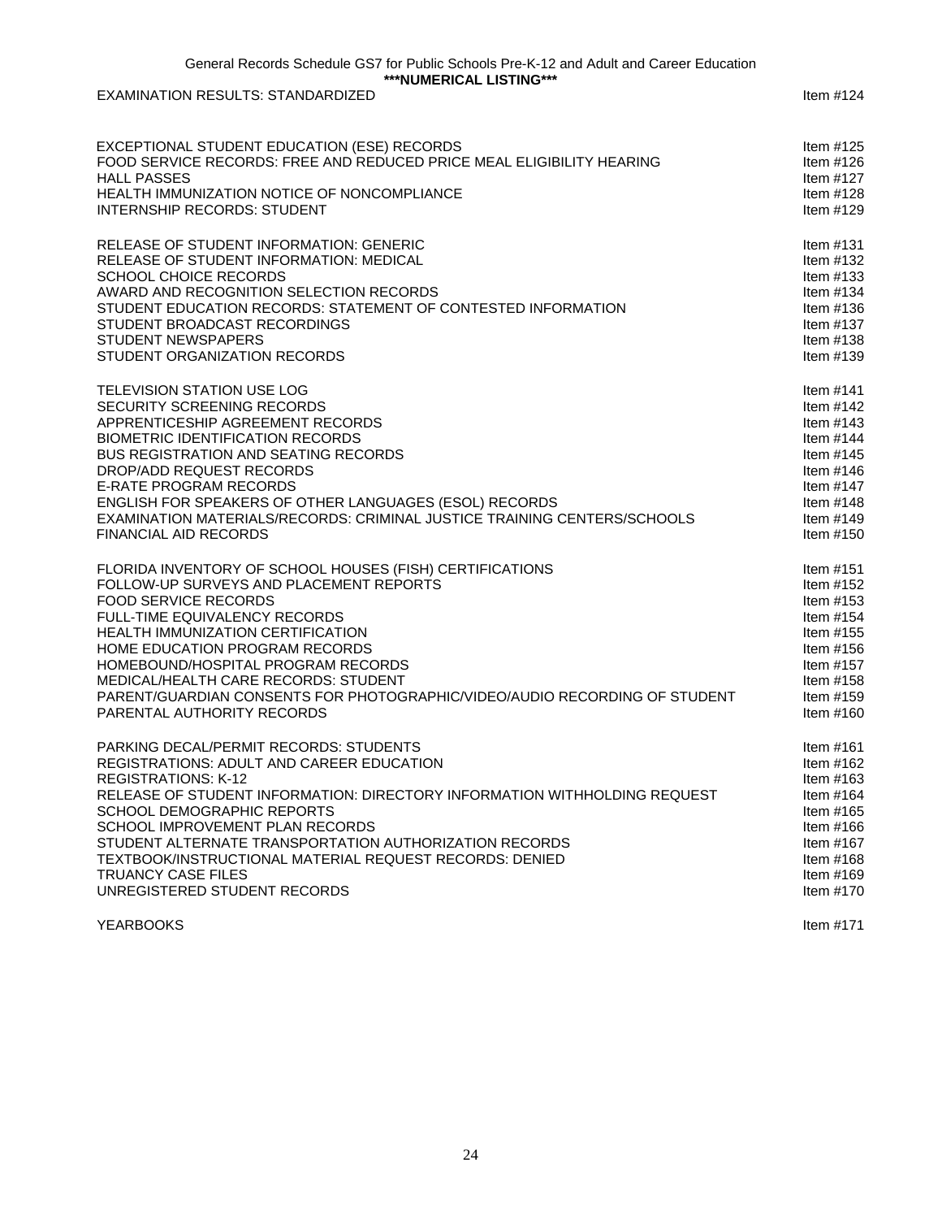EXAMINATION RESULTS: STANDARDIZED Item #124

EXCEPTIONAL STUDENT EDUCATION (ESE) RECORDS Item #125
FOOD SERVICE RECORDS: FREE AND REDUCED PRICE MEAL ELIGIBILITY HEARING Item #126
HALL PASSES Item #127
HEALTH IMMUNIZATION NOTICE OF NONCOMPLIANCE Item #128
INTERNSHIP RECORDS: STUDENT Item #129

RELEASE OF STUDENT INFORMATION: GENERIC Item #131
RELEASE OF STUDENT INFORMATION: MEDICAL Item #132
SCHOOL CHOICE RECORDS Item #133
AWARD AND RECOGNITION SELECTION RECORDS Item #134
STUDENT EDUCATION RECORDS: STATEMENT OF CONTESTED INFORMATION Item #136
STUDENT BROADCAST RECORDINGS Item #137
STUDENT NEWSPAPERS Item #138
STUDENT ORGANIZATION RECORDS Item #139

TELEVISION STATION USE LOG Item #141
SECURITY SCREENING RECORDS Item #142
APPRENTICESHIP AGREEMENT RECORDS Item #143
BIOMETRIC IDENTIFICATION RECORDS Item #144
BUS REGISTRATION AND SEATING RECORDS Item #145
DROP/ADD REQUEST RECORDS Item #146
E-RATE PROGRAM RECORDS Item #147
ENGLISH FOR SPEAKERS OF OTHER LANGUAGES (ESOL) RECORDS Item #148
EXAMINATION MATERIALS/RECORDS: CRIMINAL JUSTICE TRAINING CENTERS/SCHOOLS Item #149
FINANCIAL AID RECORDS Item #150

FLORIDA INVENTORY OF SCHOOL HOUSES (FISH) CERTIFICATIONS Item #151
FOLLOW-UP SURVEYS AND PLACEMENT REPORTS Item #152
FOOD SERVICE RECORDS Item #153
FULL-TIME EQUIVALENCY RECORDS Item #154
HEALTH IMMUNIZATION CERTIFICATION Item #155
HOME EDUCATION PROGRAM RECORDS Item #156
HOMEBOUND/HOSPITAL PROGRAM RECORDS Item #157
MEDICAL/HEALTH CARE RECORDS: STUDENT Item #158
PARENT/GUARDIAN CONSENTS FOR PHOTOGRAPHIC/VIDEO/AUDIO RECORDING OF STUDENT Item #159
PARENTAL AUTHORITY RECORDS Item #160

PARKING DECAL/PERMIT RECORDS: STUDENTS Item #161
REGISTRATIONS: ADULT AND CAREER EDUCATION Item #162
REGISTRATIONS: K-12 Item #163
RELEASE OF STUDENT INFORMATION: DIRECTORY INFORMATION WITHHOLDING REQUEST Item #164
SCHOOL DEMOGRAPHIC REPORTS Item #165
SCHOOL IMPROVEMENT PLAN RECORDS Item #166
STUDENT ALTERNATE TRANSPORTATION AUTHORIZATION RECORDS Item #167
TEXTBOOK/INSTRUCTIONAL MATERIAL REQUEST RECORDS: DENIED Item #168
TRUANCY CASE FILES Item #169
UNREGISTERED STUDENT RECORDS Item #170

YEARBOOKS Item #171